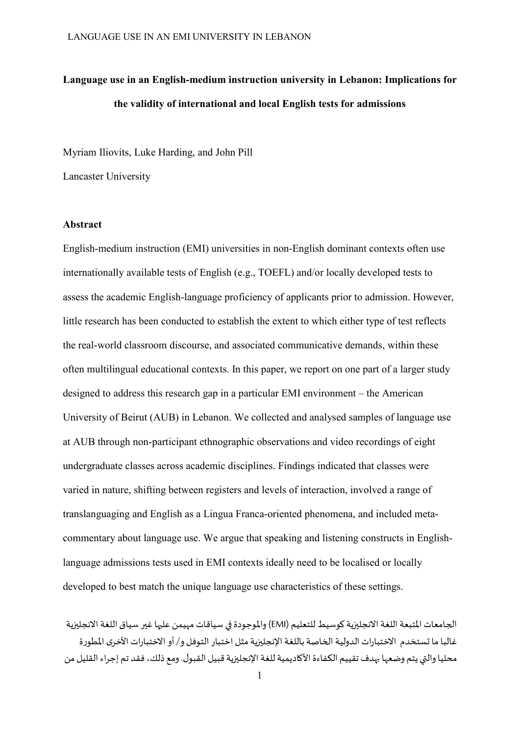# Language use in an English-medium instruction university in Lebanon: Implications for the validity of international and local English tests for admissions

Myriam Iliovits, Luke Harding, and John Pill

Lancaster University

## Abstract

English-medium instruction (EMI) universities in non-English dominant contexts often use internationally available tests of English (e.g., TOEFL) and/or locally developed tests to assess the academic English-language proficiency of applicants prior to admission. However, little research has been conducted to establish the extent to which either type of test reflects the real-world classroom discourse, and associated communicative demands, within these often multilingual educational contexts. In this paper, we report on one part of a larger study designed to address this research gap in a particular EMI environment – the American University of Beirut (AUB) in Lebanon. We collected and analysed samples of language use at AUB through non-participant ethnographic observations and video recordings of eight undergraduate classes across academic disciplines. Findings indicated that classes were varied in nature, shifting between registers and levels of interaction, involved a range of translanguaging and English as a Lingua Franca-oriented phenomena, and included meta-commentary about language use. We argue that speaking and listening constructs in English-language admissions tests used in EMI contexts ideally need to be localised or locally developed to best match the unique language use characteristics of these settings.

الجامعات المتبعة اللغة الانجليزية كوسيط للتعليم (EMI) والموجودة في سياقات مهيمن عليها غير سياق اللغة الانجليزية غالبا ما تستخدم الاختبارات الدولية الخاصة باللغة الإنجليزية مثل اختبار التوفل و/ أو الاختبارات الأخرى المطورة محليا والتي يتم وضعها بهدف تقييم الكفاءة الأكاديمية للغة الإنجليزية قبيل القبول. ومع ذلك، فقد تم إجراء القليل من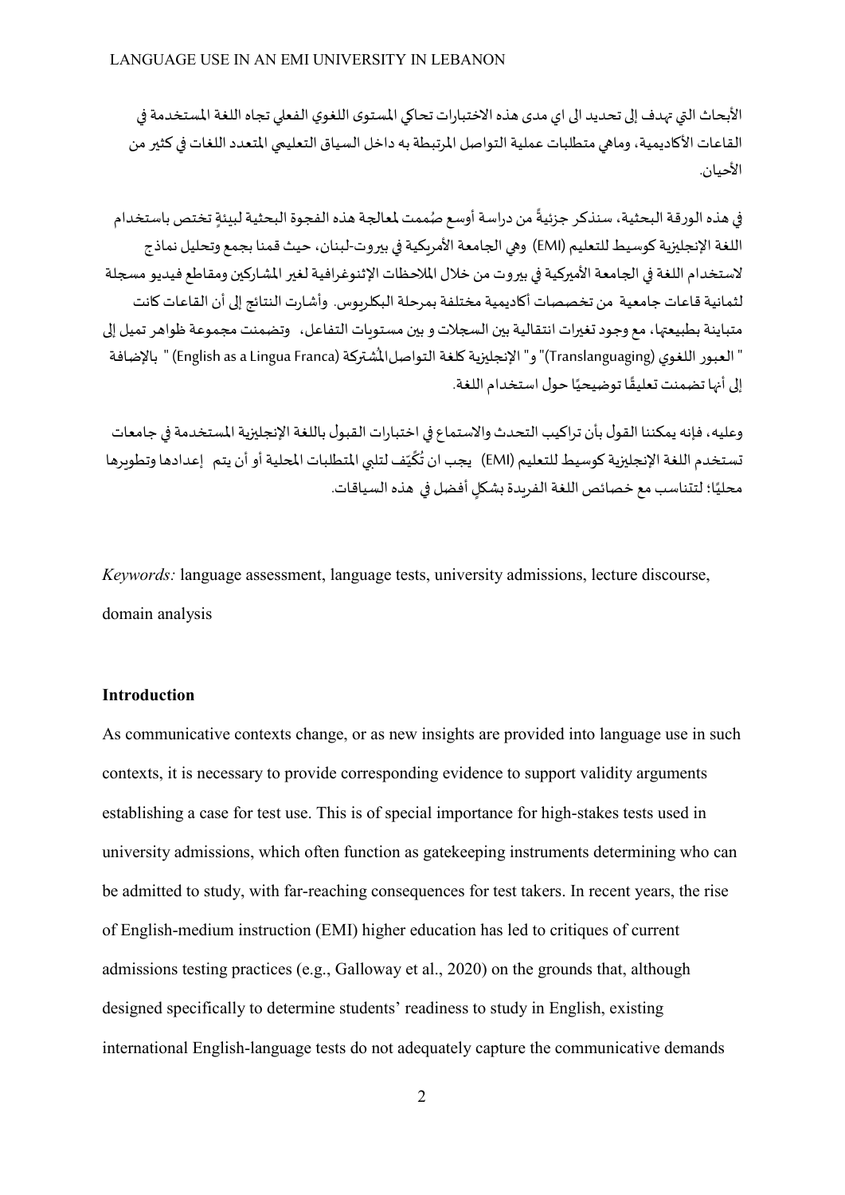الأبحاث التي تهدف إلى تحديد الى اي مدى هذه الاختبارات تحاكي المستوى اللغوي الفعلي تجاه اللغة المستخدمة في القاعات الأكاديمية، وماهي متطلبات عملية التواصل المرتبطة به داخل السياق التعليمي المتعدد اللغات في كثير من الأحيان.

في هذه الورقة البحثية، سنذكر جزئيةً من دراسة أوسع صُممت لمعالجة هذه الفجوة البحثية لبيئةٍ تختص باستخدام اللغة الإنجليزية كوسيط للتعليم (EMI) وهي الجامعة الأمريكية في بيروت-لبنان، حيث قمنا بجمع وتحليل نماذج لاستخدام اللغة في الجامعة الأميركية في بيروت من خلال الملاحظات الإثنوغرافية لغير المشاركين ومقاطع فيديو مسجلة لثمانية قاعات جامعية من تخصصات أكاديمية مختلفة بمرحلة البكلريوس. وأشارت النتائج إلى أن القاعات كانت متباينة بطبيعتها، مع وجود تغيرات انتقالية بين السجلات و بين مستويات التفاعل، وتضمنت مجموعة ظواهر تميل إلى " العبور اللغوي (Translanguaging)" و" الإنجليزية كلغة التواصل المُشتركة (English as a Lingua Franca) " بالإضافة إلى أنها تضمنت تعليقًا توضيحيًا حول استخدام اللغة.

وعليه، فإنه يمكننا القول بأن تراكيب التحدث والاستماع في اختبارات القبول باللغة الإنجليزية المستخدمة في جامعات تستخدم اللغة الإنجليزية كوسيط للتعليم (EMI) يجب ان تُكَيّف لتلبي المتطلبات المحلية أو أن يتم إعدادها وتطويرها محليًا؛ لتتناسب مع خصائص اللغة الفريدة بشكلٍ أفضل في هذه السياقات.

*Keywords:* language assessment, language tests, university admissions, lecture discourse, domain analysis

## Introduction

As communicative contexts change, or as new insights are provided into language use in such contexts, it is necessary to provide corresponding evidence to support validity arguments establishing a case for test use. This is of special importance for high-stakes tests used in university admissions, which often function as gatekeeping instruments determining who can be admitted to study, with far-reaching consequences for test takers. In recent years, the rise of English-medium instruction (EMI) higher education has led to critiques of current admissions testing practices (e.g., Galloway et al., 2020) on the grounds that, although designed specifically to determine students' readiness to study in English, existing international English-language tests do not adequately capture the communicative demands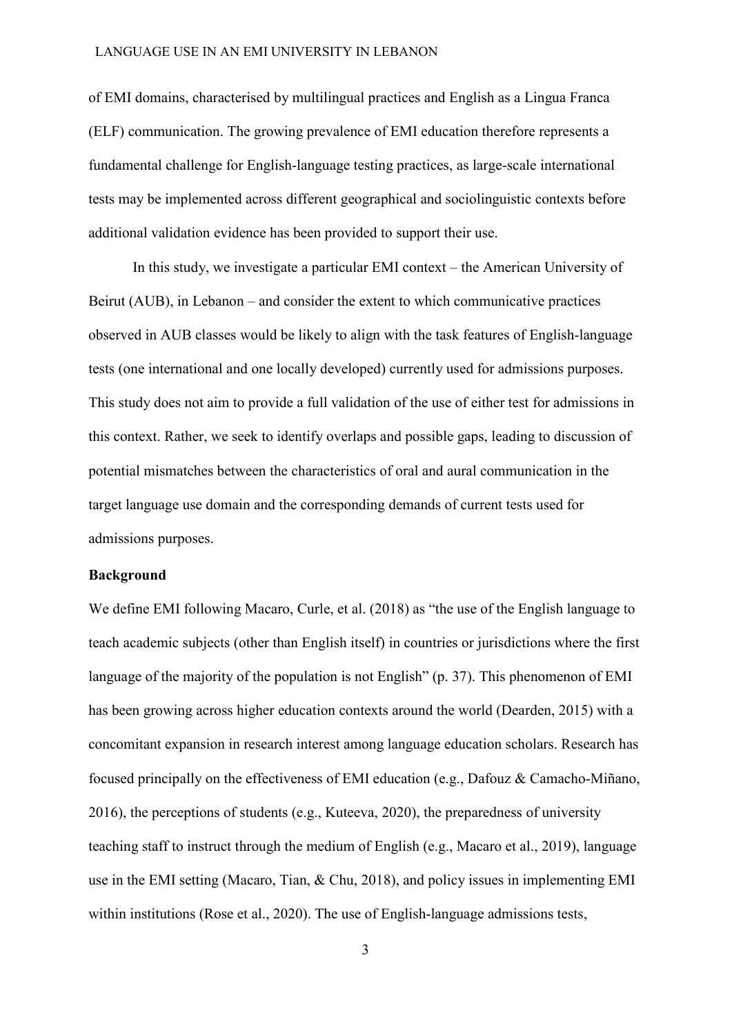of EMI domains, characterised by multilingual practices and English as a Lingua Franca (ELF) communication. The growing prevalence of EMI education therefore represents a fundamental challenge for English-language testing practices, as large-scale international tests may be implemented across different geographical and sociolinguistic contexts before additional validation evidence has been provided to support their use.

In this study, we investigate a particular EMI context – the American University of Beirut (AUB), in Lebanon – and consider the extent to which communicative practices observed in AUB classes would be likely to align with the task features of English-language tests (one international and one locally developed) currently used for admissions purposes. This study does not aim to provide a full validation of the use of either test for admissions in this context. Rather, we seek to identify overlaps and possible gaps, leading to discussion of potential mismatches between the characteristics of oral and aural communication in the target language use domain and the corresponding demands of current tests used for admissions purposes.

## Background

We define EMI following Macaro, Curle, et al. (2018) as "the use of the English language to teach academic subjects (other than English itself) in countries or jurisdictions where the first language of the majority of the population is not English" (p. 37). This phenomenon of EMI has been growing across higher education contexts around the world (Dearden, 2015) with a concomitant expansion in research interest among language education scholars. Research has focused principally on the effectiveness of EMI education (e.g., Dafouz & Camacho-Miñano, 2016), the perceptions of students (e.g., Kuteeva, 2020), the preparedness of university teaching staff to instruct through the medium of English (e.g., Macaro et al., 2019), language use in the EMI setting (Macaro, Tian, & Chu, 2018), and policy issues in implementing EMI within institutions (Rose et al., 2020). The use of English-language admissions tests,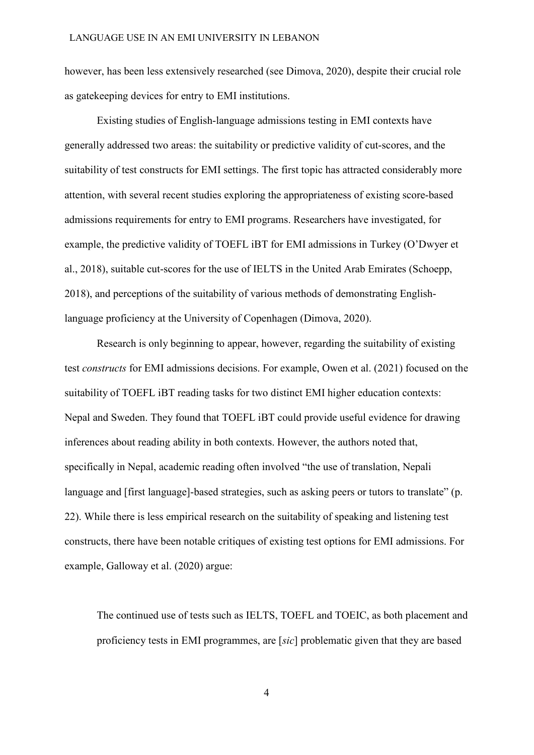however, has been less extensively researched (see Dimova, 2020), despite their crucial role as gatekeeping devices for entry to EMI institutions.

Existing studies of English-language admissions testing in EMI contexts have generally addressed two areas: the suitability or predictive validity of cut-scores, and the suitability of test constructs for EMI settings. The first topic has attracted considerably more attention, with several recent studies exploring the appropriateness of existing score-based admissions requirements for entry to EMI programs. Researchers have investigated, for example, the predictive validity of TOEFL iBT for EMI admissions in Turkey (O'Dwyer et al., 2018), suitable cut-scores for the use of IELTS in the United Arab Emirates (Schoepp, 2018), and perceptions of the suitability of various methods of demonstrating English-language proficiency at the University of Copenhagen (Dimova, 2020).

Research is only beginning to appear, however, regarding the suitability of existing test *constructs* for EMI admissions decisions. For example, Owen et al. (2021) focused on the suitability of TOEFL iBT reading tasks for two distinct EMI higher education contexts: Nepal and Sweden. They found that TOEFL iBT could provide useful evidence for drawing inferences about reading ability in both contexts. However, the authors noted that, specifically in Nepal, academic reading often involved "the use of translation, Nepali language and [first language]-based strategies, such as asking peers or tutors to translate" (p. 22). While there is less empirical research on the suitability of speaking and listening test constructs, there have been notable critiques of existing test options for EMI admissions. For example, Galloway et al. (2020) argue:

> The continued use of tests such as IELTS, TOEFL and TOEIC, as both placement and proficiency tests in EMI programmes, are [*sic*] problematic given that they are based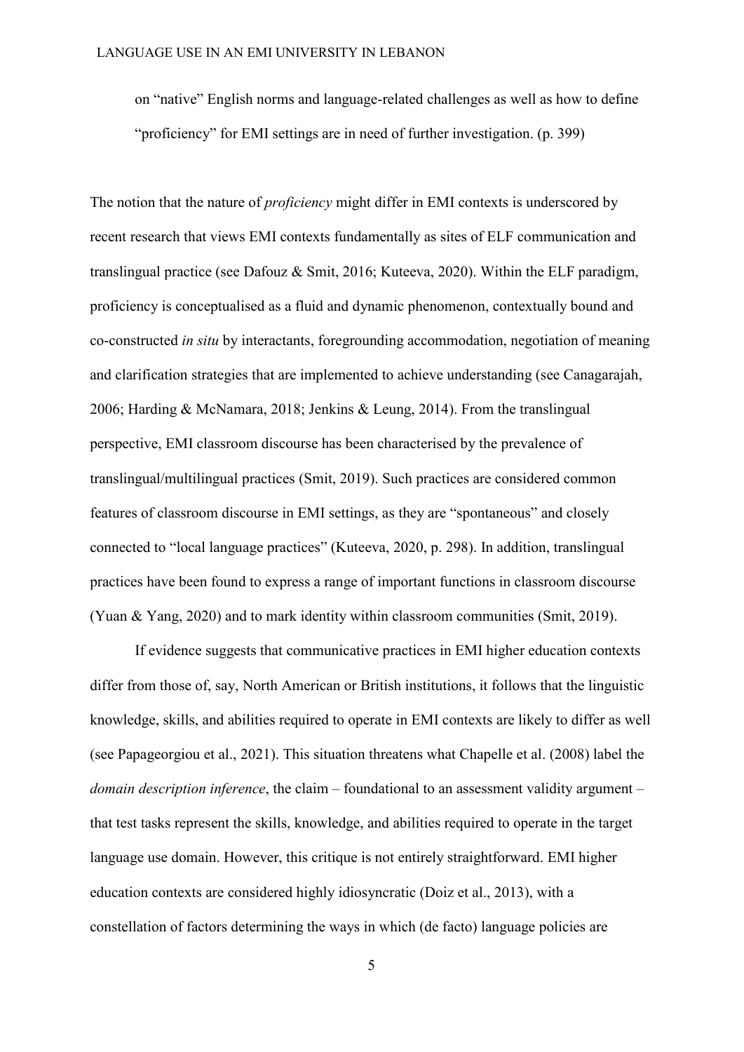> on "native" English norms and language-related challenges as well as how to define "proficiency" for EMI settings are in need of further investigation. (p. 399)

The notion that the nature of *proficiency* might differ in EMI contexts is underscored by recent research that views EMI contexts fundamentally as sites of ELF communication and translingual practice (see Dafouz & Smit, 2016; Kuteeva, 2020). Within the ELF paradigm, proficiency is conceptualised as a fluid and dynamic phenomenon, contextually bound and co-constructed *in situ* by interactants, foregrounding accommodation, negotiation of meaning and clarification strategies that are implemented to achieve understanding (see Canagarajah, 2006; Harding & McNamara, 2018; Jenkins & Leung, 2014). From the translingual perspective, EMI classroom discourse has been characterised by the prevalence of translingual/multilingual practices (Smit, 2019). Such practices are considered common features of classroom discourse in EMI settings, as they are "spontaneous" and closely connected to "local language practices" (Kuteeva, 2020, p. 298). In addition, translingual practices have been found to express a range of important functions in classroom discourse (Yuan & Yang, 2020) and to mark identity within classroom communities (Smit, 2019).

If evidence suggests that communicative practices in EMI higher education contexts differ from those of, say, North American or British institutions, it follows that the linguistic knowledge, skills, and abilities required to operate in EMI contexts are likely to differ as well (see Papageorgiou et al., 2021). This situation threatens what Chapelle et al. (2008) label the *domain description inference*, the claim – foundational to an assessment validity argument – that test tasks represent the skills, knowledge, and abilities required to operate in the target language use domain. However, this critique is not entirely straightforward. EMI higher education contexts are considered highly idiosyncratic (Doiz et al., 2013), with a constellation of factors determining the ways in which (de facto) language policies are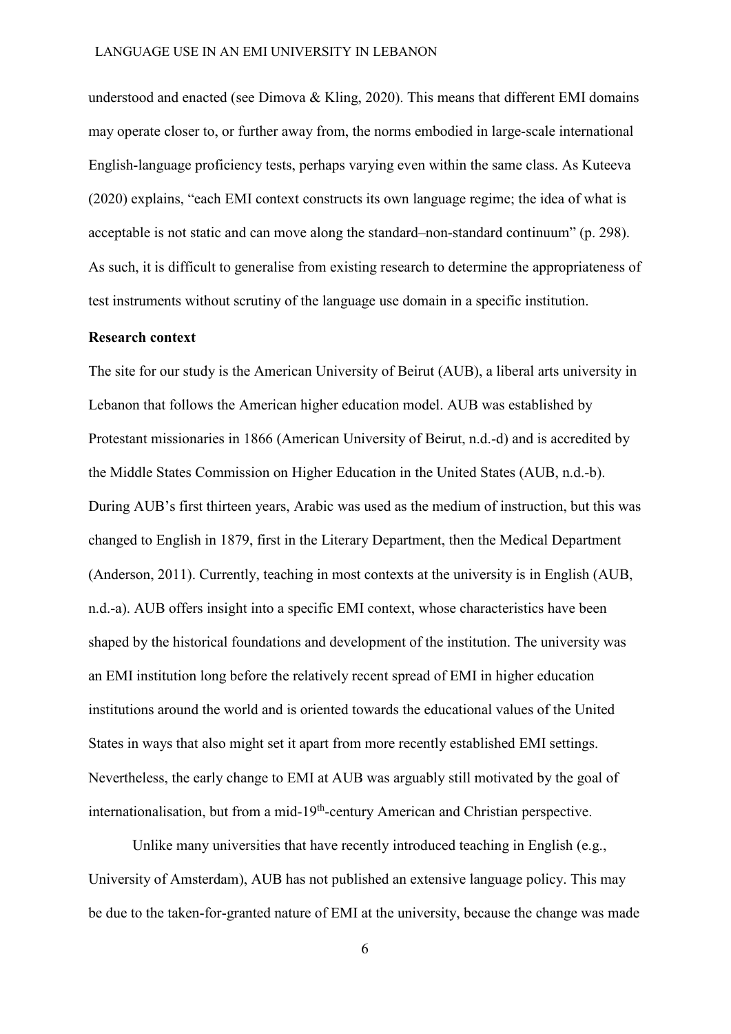understood and enacted (see Dimova & Kling, 2020). This means that different EMI domains may operate closer to, or further away from, the norms embodied in large-scale international English-language proficiency tests, perhaps varying even within the same class. As Kuteeva (2020) explains, "each EMI context constructs its own language regime; the idea of what is acceptable is not static and can move along the standard–non-standard continuum" (p. 298). As such, it is difficult to generalise from existing research to determine the appropriateness of test instruments without scrutiny of the language use domain in a specific institution.

**Research context**

The site for our study is the American University of Beirut (AUB), a liberal arts university in Lebanon that follows the American higher education model. AUB was established by Protestant missionaries in 1866 (American University of Beirut, n.d.-d) and is accredited by the Middle States Commission on Higher Education in the United States (AUB, n.d.-b). During AUB's first thirteen years, Arabic was used as the medium of instruction, but this was changed to English in 1879, first in the Literary Department, then the Medical Department (Anderson, 2011). Currently, teaching in most contexts at the university is in English (AUB, n.d.-a). AUB offers insight into a specific EMI context, whose characteristics have been shaped by the historical foundations and development of the institution. The university was an EMI institution long before the relatively recent spread of EMI in higher education institutions around the world and is oriented towards the educational values of the United States in ways that also might set it apart from more recently established EMI settings. Nevertheless, the early change to EMI at AUB was arguably still motivated by the goal of internationalisation, but from a mid-19th-century American and Christian perspective.

Unlike many universities that have recently introduced teaching in English (e.g., University of Amsterdam), AUB has not published an extensive language policy. This may be due to the taken-for-granted nature of EMI at the university, because the change was made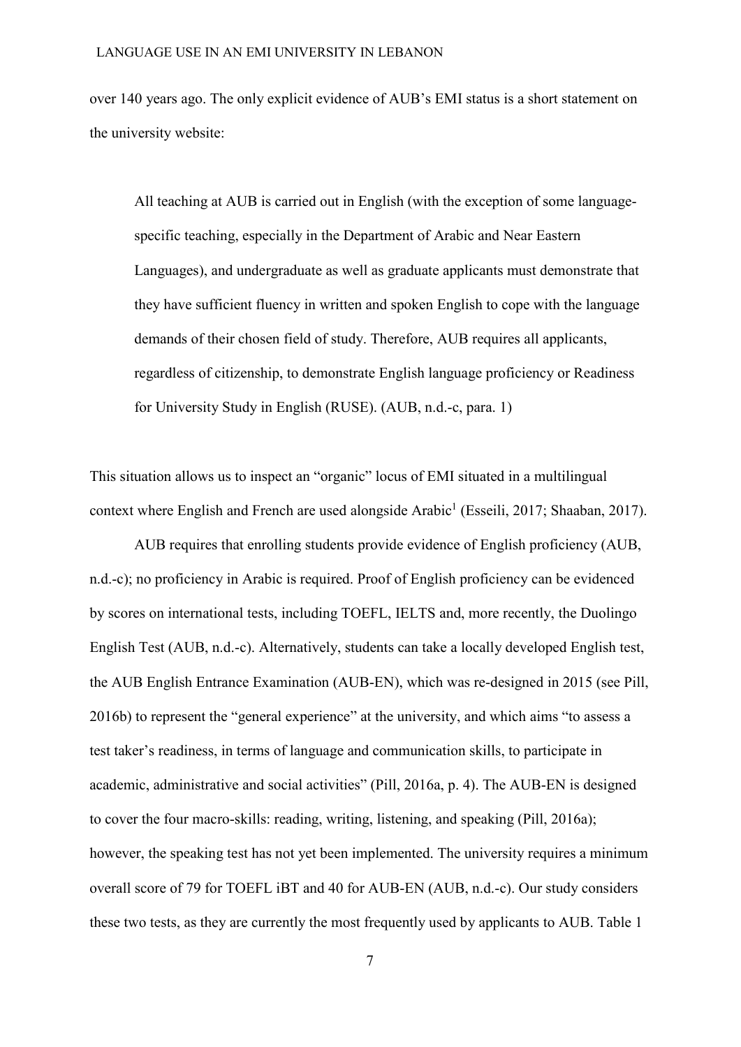over 140 years ago. The only explicit evidence of AUB's EMI status is a short statement on the university website:

> All teaching at AUB is carried out in English (with the exception of some language-specific teaching, especially in the Department of Arabic and Near Eastern Languages), and undergraduate as well as graduate applicants must demonstrate that they have sufficient fluency in written and spoken English to cope with the language demands of their chosen field of study. Therefore, AUB requires all applicants, regardless of citizenship, to demonstrate English language proficiency or Readiness for University Study in English (RUSE). (AUB, n.d.-c, para. 1)

This situation allows us to inspect an "organic" locus of EMI situated in a multilingual context where English and French are used alongside Arabic[1] (Esseili, 2017; Shaaban, 2017).

AUB requires that enrolling students provide evidence of English proficiency (AUB, n.d.-c); no proficiency in Arabic is required. Proof of English proficiency can be evidenced by scores on international tests, including TOEFL, IELTS and, more recently, the Duolingo English Test (AUB, n.d.-c). Alternatively, students can take a locally developed English test, the AUB English Entrance Examination (AUB-EN), which was re-designed in 2015 (see Pill, 2016b) to represent the "general experience" at the university, and which aims "to assess a test taker's readiness, in terms of language and communication skills, to participate in academic, administrative and social activities" (Pill, 2016a, p. 4). The AUB-EN is designed to cover the four macro-skills: reading, writing, listening, and speaking (Pill, 2016a); however, the speaking test has not yet been implemented. The university requires a minimum overall score of 79 for TOEFL iBT and 40 for AUB-EN (AUB, n.d.-c). Our study considers these two tests, as they are currently the most frequently used by applicants to AUB. Table 1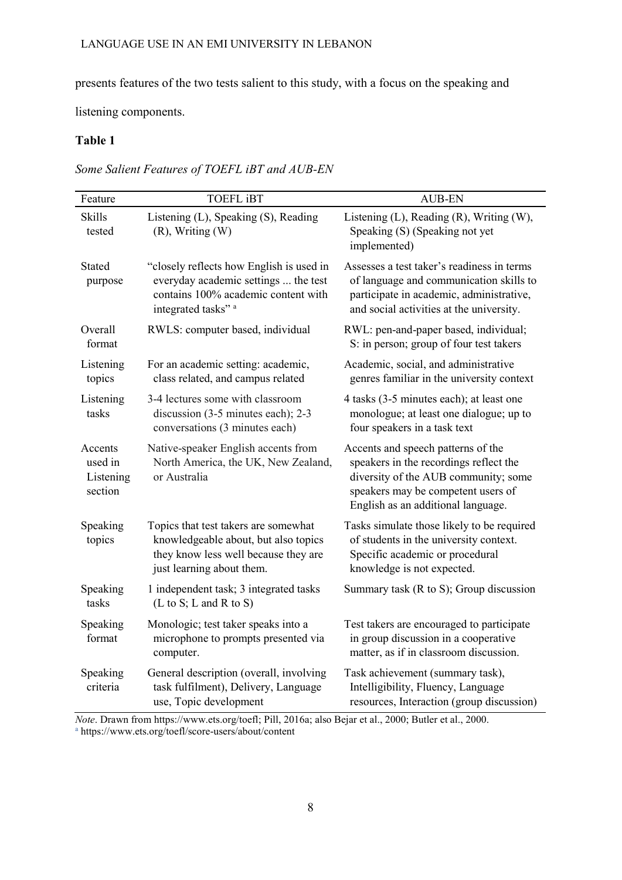presents features of the two tests salient to this study, with a focus on the speaking and listening components.

**Table 1**

*Some Salient Features of TOEFL iBT and AUB-EN*

| Feature | TOEFL iBT | AUB-EN |
|---|---|---|
| Skills tested | Listening (L), Speaking (S), Reading (R), Writing (W) | Listening (L), Reading (R), Writing (W), Speaking (S) (Speaking not yet implemented) |
| Stated purpose | "closely reflects how English is used in everyday academic settings ... the test contains 100% academic content with integrated tasks" [a] | Assesses a test taker's readiness in terms of language and communication skills to participate in academic, administrative, and social activities at the university. |
| Overall format | RWLS: computer based, individual | RWL: pen-and-paper based, individual; S: in person; group of four test takers |
| Listening topics | For an academic setting: academic, class related, and campus related | Academic, social, and administrative genres familiar in the university context |
| Listening tasks | 3-4 lectures some with classroom discussion (3-5 minutes each); 2-3 conversations (3 minutes each) | 4 tasks (3-5 minutes each); at least one monologue; at least one dialogue; up to four speakers in a task text |
| Accents used in Listening section | Native-speaker English accents from North America, the UK, New Zealand, or Australia | Accents and speech patterns of the speakers in the recordings reflect the diversity of the AUB community; some speakers may be competent users of English as an additional language. |
| Speaking topics | Topics that test takers are somewhat knowledgeable about, but also topics they know less well because they are just learning about them. | Tasks simulate those likely to be required of students in the university context. Specific academic or procedural knowledge is not expected. |
| Speaking tasks | 1 independent task; 3 integrated tasks (L to S; L and R to S) | Summary task (R to S); Group discussion |
| Speaking format | Monologic; test taker speaks into a microphone to prompts presented via computer. | Test takers are encouraged to participate in group discussion in a cooperative matter, as if in classroom discussion. |
| Speaking criteria | General description (overall, involving task fulfilment), Delivery, Language use, Topic development | Task achievement (summary task), Intelligibility, Fluency, Language resources, Interaction (group discussion) |

*Note*. Drawn from https://www.ets.org/toefl; Pill, 2016a; also Bejar et al., 2000; Butler et al., 2000.
[a] https://www.ets.org/toefl/score-users/about/content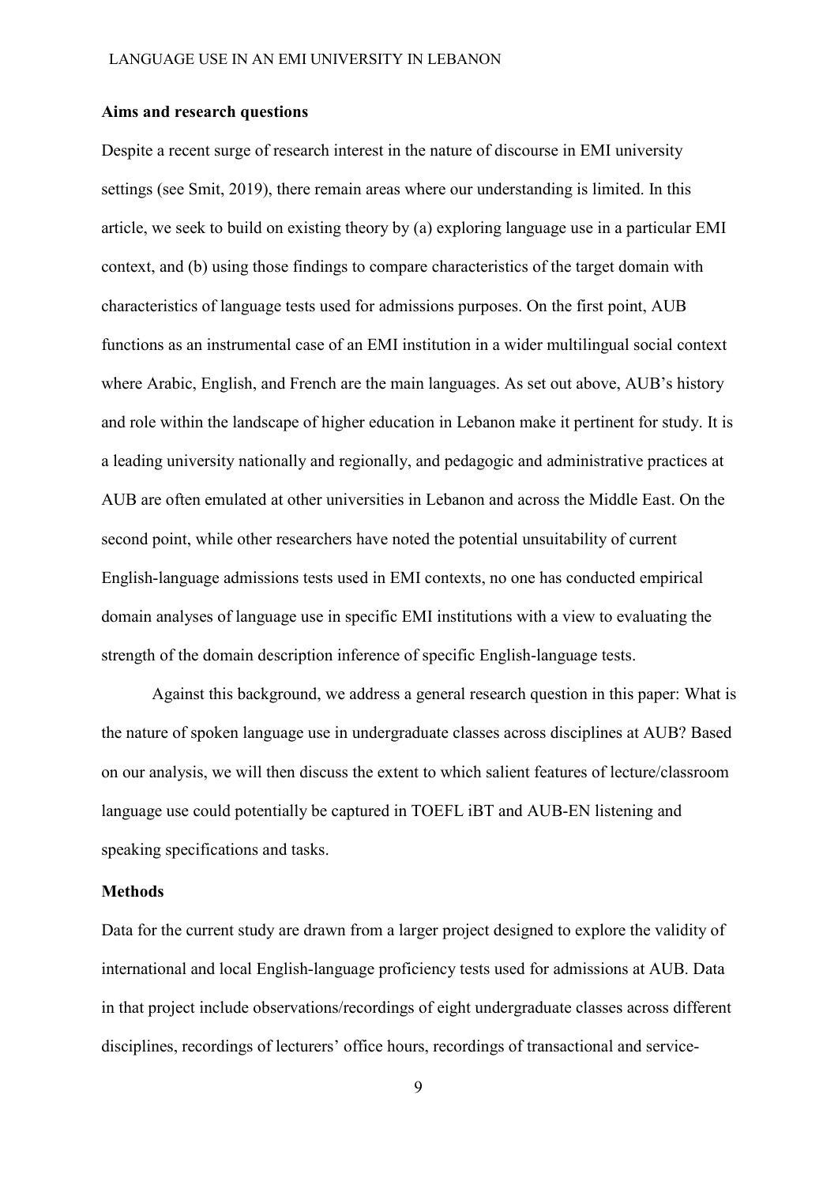## Aims and research questions

Despite a recent surge of research interest in the nature of discourse in EMI university settings (see Smit, 2019), there remain areas where our understanding is limited. In this article, we seek to build on existing theory by (a) exploring language use in a particular EMI context, and (b) using those findings to compare characteristics of the target domain with characteristics of language tests used for admissions purposes. On the first point, AUB functions as an instrumental case of an EMI institution in a wider multilingual social context where Arabic, English, and French are the main languages. As set out above, AUB's history and role within the landscape of higher education in Lebanon make it pertinent for study. It is a leading university nationally and regionally, and pedagogic and administrative practices at AUB are often emulated at other universities in Lebanon and across the Middle East. On the second point, while other researchers have noted the potential unsuitability of current English-language admissions tests used in EMI contexts, no one has conducted empirical domain analyses of language use in specific EMI institutions with a view to evaluating the strength of the domain description inference of specific English-language tests.

Against this background, we address a general research question in this paper: What is the nature of spoken language use in undergraduate classes across disciplines at AUB? Based on our analysis, we will then discuss the extent to which salient features of lecture/classroom language use could potentially be captured in TOEFL iBT and AUB-EN listening and speaking specifications and tasks.

## Methods

Data for the current study are drawn from a larger project designed to explore the validity of international and local English-language proficiency tests used for admissions at AUB. Data in that project include observations/recordings of eight undergraduate classes across different disciplines, recordings of lecturers' office hours, recordings of transactional and service-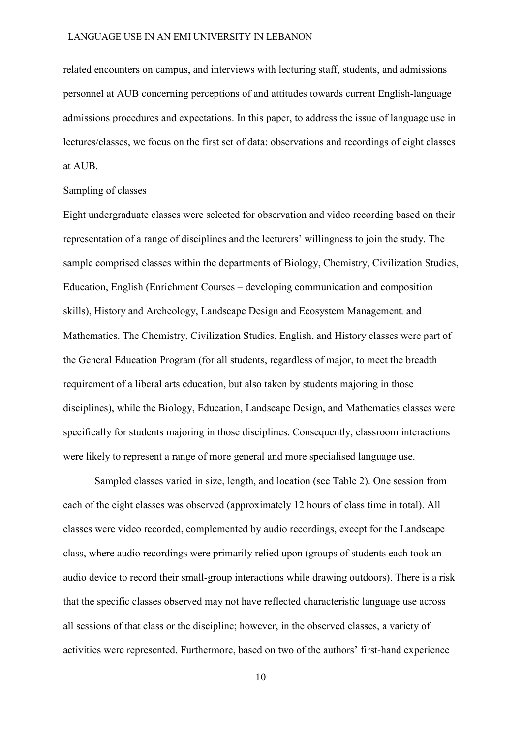related encounters on campus, and interviews with lecturing staff, students, and admissions personnel at AUB concerning perceptions of and attitudes towards current English-language admissions procedures and expectations. In this paper, to address the issue of language use in lectures/classes, we focus on the first set of data: observations and recordings of eight classes at AUB.

### Sampling of classes

Eight undergraduate classes were selected for observation and video recording based on their representation of a range of disciplines and the lecturers' willingness to join the study. The sample comprised classes within the departments of Biology, Chemistry, Civilization Studies, Education, English (Enrichment Courses – developing communication and composition skills), History and Archeology, Landscape Design and Ecosystem Management, and Mathematics. The Chemistry, Civilization Studies, English, and History classes were part of the General Education Program (for all students, regardless of major, to meet the breadth requirement of a liberal arts education, but also taken by students majoring in those disciplines), while the Biology, Education, Landscape Design, and Mathematics classes were specifically for students majoring in those disciplines. Consequently, classroom interactions were likely to represent a range of more general and more specialised language use.

Sampled classes varied in size, length, and location (see Table 2). One session from each of the eight classes was observed (approximately 12 hours of class time in total). All classes were video recorded, complemented by audio recordings, except for the Landscape class, where audio recordings were primarily relied upon (groups of students each took an audio device to record their small-group interactions while drawing outdoors). There is a risk that the specific classes observed may not have reflected characteristic language use across all sessions of that class or the discipline; however, in the observed classes, a variety of activities were represented. Furthermore, based on two of the authors' first-hand experience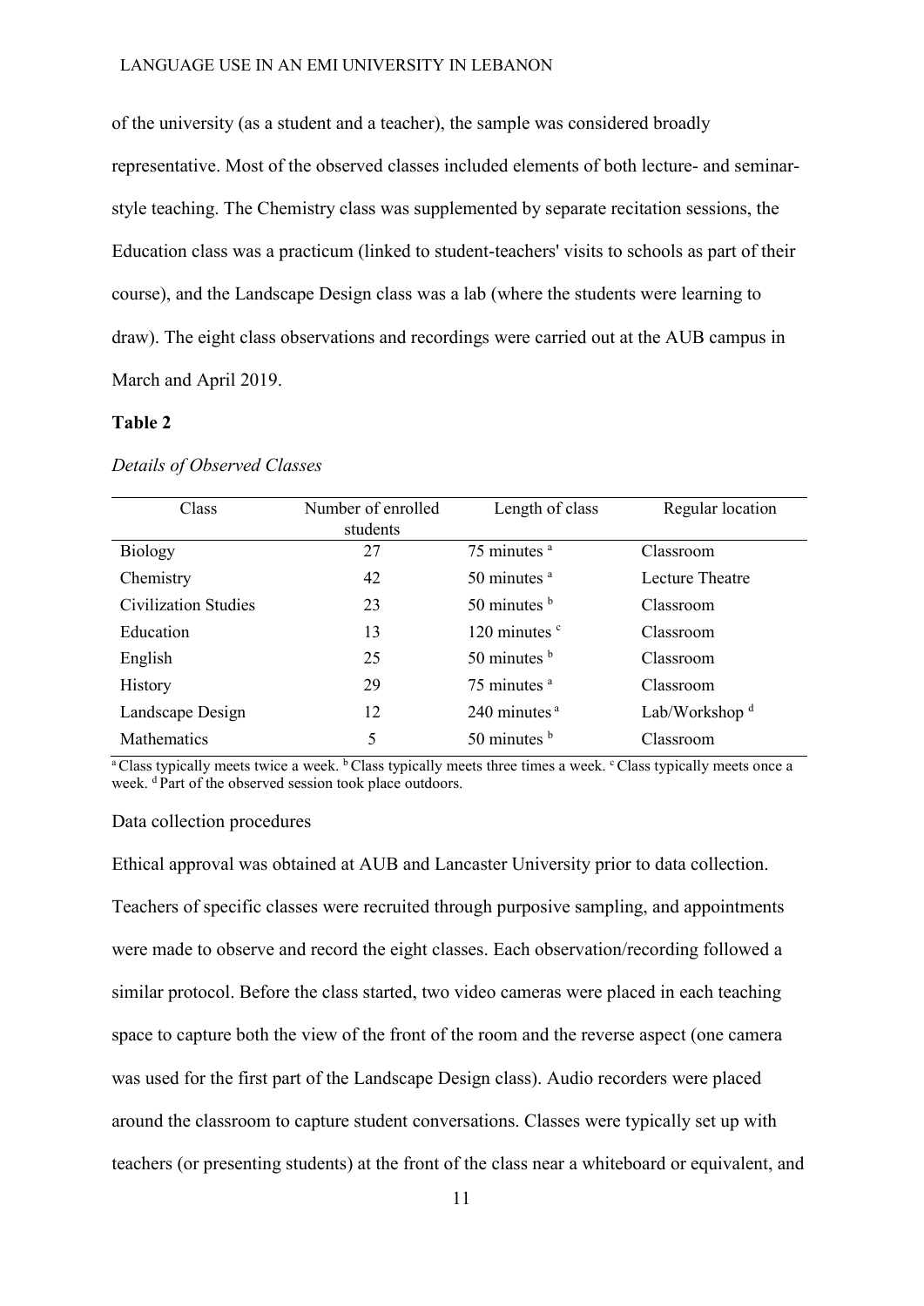of the university (as a student and a teacher), the sample was considered broadly representative. Most of the observed classes included elements of both lecture- and seminar-style teaching. The Chemistry class was supplemented by separate recitation sessions, the Education class was a practicum (linked to student-teachers' visits to schools as part of their course), and the Landscape Design class was a lab (where the students were learning to draw). The eight class observations and recordings were carried out at the AUB campus in March and April 2019.

**Table 2**

*Details of Observed Classes*

| Class | Number of enrolled students | Length of class | Regular location |
|---|---|---|---|
| Biology | 27 | 75 minutes [a] | Classroom |
| Chemistry | 42 | 50 minutes [a] | Lecture Theatre |
| Civilization Studies | 23 | 50 minutes [b] | Classroom |
| Education | 13 | 120 minutes [c] | Classroom |
| English | 25 | 50 minutes [b] | Classroom |
| History | 29 | 75 minutes [a] | Classroom |
| Landscape Design | 12 | 240 minutes [a] | Lab/Workshop [d] |
| Mathematics | 5 | 50 minutes [b] | Classroom |

[a] Class typically meets twice a week. [b] Class typically meets three times a week. [c] Class typically meets once a week. [d] Part of the observed session took place outdoors.

Data collection procedures

Ethical approval was obtained at AUB and Lancaster University prior to data collection. Teachers of specific classes were recruited through purposive sampling, and appointments were made to observe and record the eight classes. Each observation/recording followed a similar protocol. Before the class started, two video cameras were placed in each teaching space to capture both the view of the front of the room and the reverse aspect (one camera was used for the first part of the Landscape Design class). Audio recorders were placed around the classroom to capture student conversations. Classes were typically set up with teachers (or presenting students) at the front of the class near a whiteboard or equivalent, and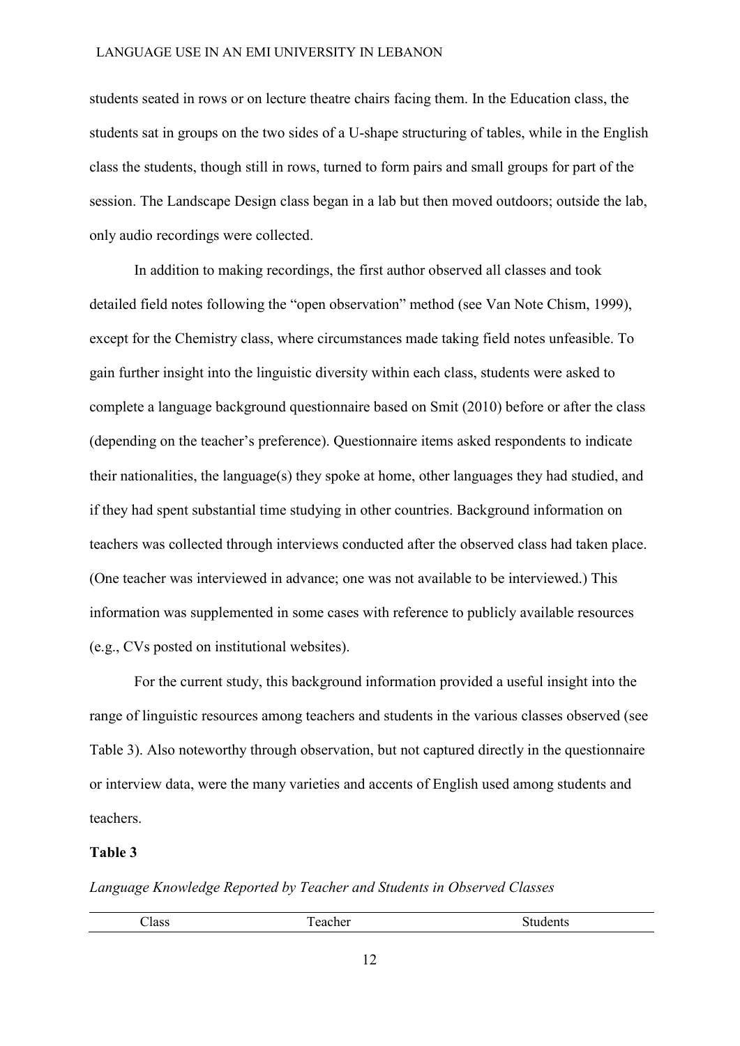students seated in rows or on lecture theatre chairs facing them. In the Education class, the students sat in groups on the two sides of a U-shape structuring of tables, while in the English class the students, though still in rows, turned to form pairs and small groups for part of the session. The Landscape Design class began in a lab but then moved outdoors; outside the lab, only audio recordings were collected.

In addition to making recordings, the first author observed all classes and took detailed field notes following the "open observation" method (see Van Note Chism, 1999), except for the Chemistry class, where circumstances made taking field notes unfeasible. To gain further insight into the linguistic diversity within each class, students were asked to complete a language background questionnaire based on Smit (2010) before or after the class (depending on the teacher's preference). Questionnaire items asked respondents to indicate their nationalities, the language(s) they spoke at home, other languages they had studied, and if they had spent substantial time studying in other countries. Background information on teachers was collected through interviews conducted after the observed class had taken place. (One teacher was interviewed in advance; one was not available to be interviewed.) This information was supplemented in some cases with reference to publicly available resources (e.g., CVs posted on institutional websites).

For the current study, this background information provided a useful insight into the range of linguistic resources among teachers and students in the various classes observed (see Table 3). Also noteworthy through observation, but not captured directly in the questionnaire or interview data, were the many varieties and accents of English used among students and teachers.

**Table 3**

*Language Knowledge Reported by Teacher and Students in Observed Classes*

| Class | Teacher | Students |
|---|---|---|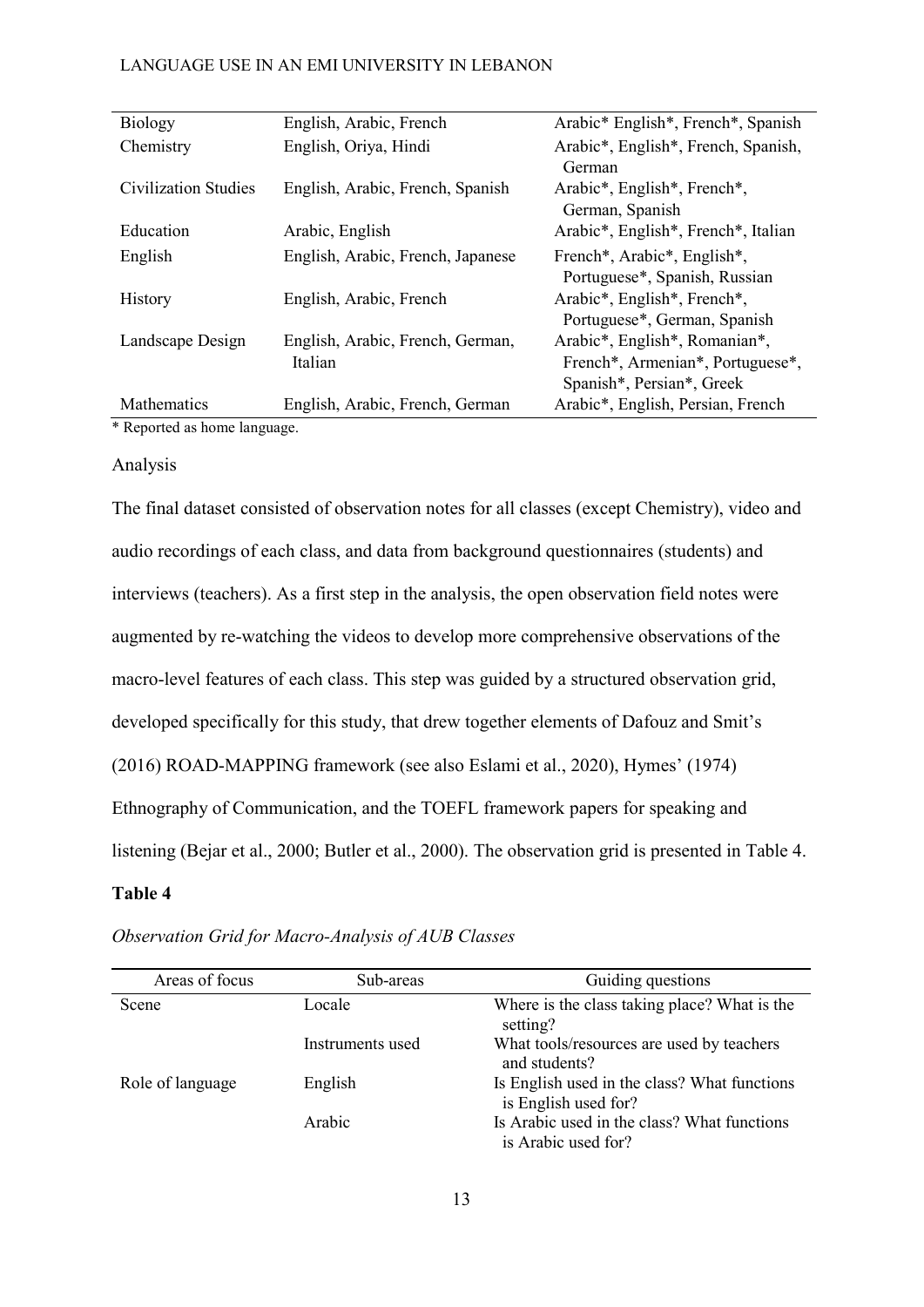| Biology | English, Arabic, French | Arabic* English*, French*, Spanish |
|---|---|---|
| Chemistry | English, Oriya, Hindi | Arabic*, English*, French, Spanish, German |
| Civilization Studies | English, Arabic, French, Spanish | Arabic*, English*, French*, German, Spanish |
| Education | Arabic, English | Arabic*, English*, French*, Italian |
| English | English, Arabic, French, Japanese | French*, Arabic*, English*, Portuguese*, Spanish, Russian |
| History | English, Arabic, French | Arabic*, English*, French*, Portuguese*, German, Spanish |
| Landscape Design | English, Arabic, French, German, Italian | Arabic*, English*, Romanian*, French*, Armenian*, Portuguese*, Spanish*, Persian*, Greek |
| Mathematics | English, Arabic, French, German | Arabic*, English, Persian, French |

* Reported as home language.

### Analysis

The final dataset consisted of observation notes for all classes (except Chemistry), video and audio recordings of each class, and data from background questionnaires (students) and interviews (teachers). As a first step in the analysis, the open observation field notes were augmented by re-watching the videos to develop more comprehensive observations of the macro-level features of each class. This step was guided by a structured observation grid, developed specifically for this study, that drew together elements of Dafouz and Smit's (2016) ROAD-MAPPING framework (see also Eslami et al., 2020), Hymes' (1974) Ethnography of Communication, and the TOEFL framework papers for speaking and listening (Bejar et al., 2000; Butler et al., 2000). The observation grid is presented in Table 4.

**Table 4**

*Observation Grid for Macro-Analysis of AUB Classes*

| Areas of focus | Sub-areas | Guiding questions |
|---|---|---|
| Scene | Locale | Where is the class taking place? What is the setting? |
| | Instruments used | What tools/resources are used by teachers and students? |
| Role of language | English | Is English used in the class? What functions is English used for? |
| | Arabic | Is Arabic used in the class? What functions is Arabic used for? |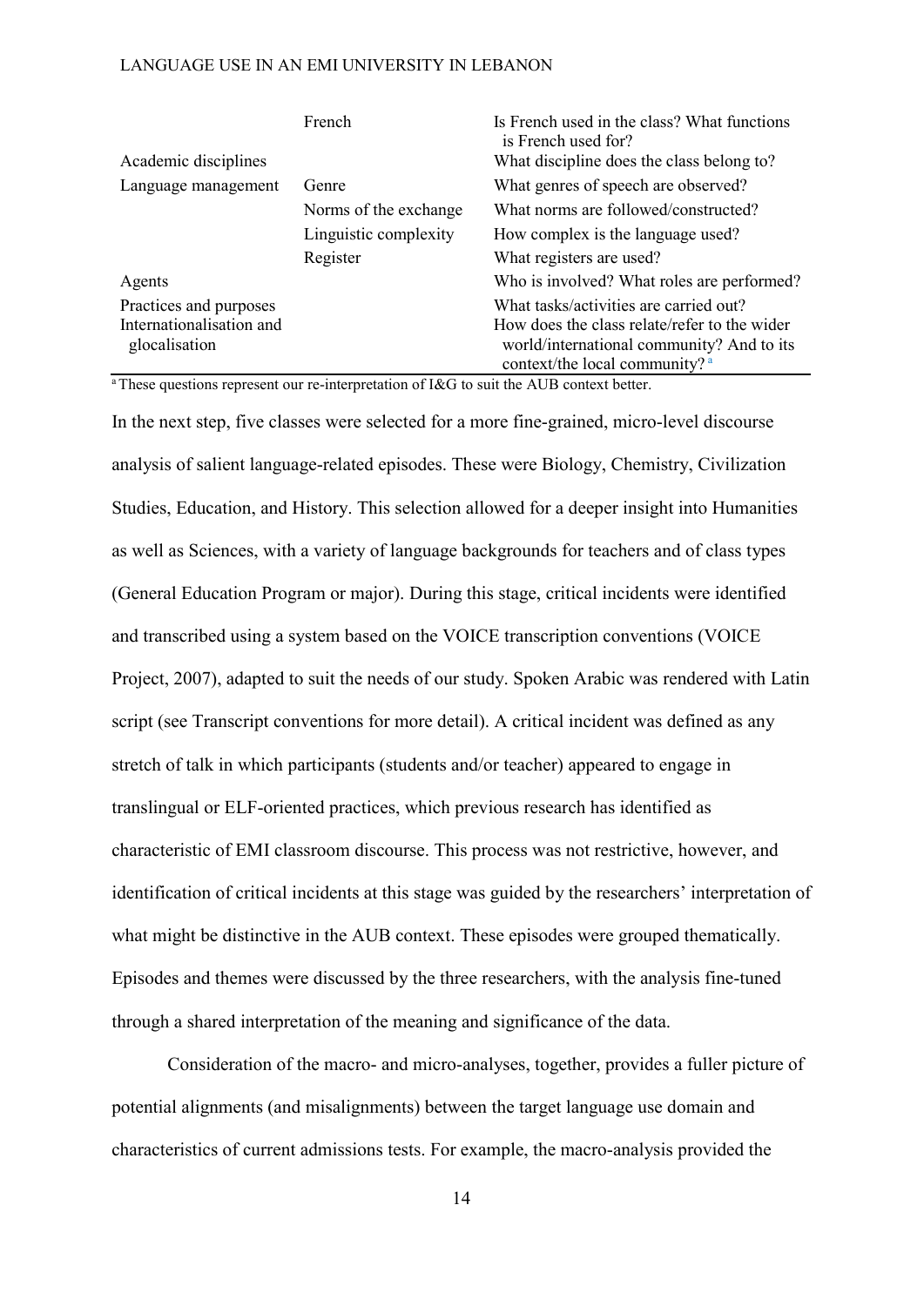| | | |
|---|---|---|
| | French | Is French used in the class? What functions is French used for? |
| Academic disciplines | | What discipline does the class belong to? |
| Language management | Genre | What genres of speech are observed? |
| | Norms of the exchange | What norms are followed/constructed? |
| | Linguistic complexity | How complex is the language used? |
| | Register | What registers are used? |
| Agents | | Who is involved? What roles are performed? |
| Practices and purposes | | What tasks/activities are carried out? |
| Internationalisation and glocalisation | | How does the class relate/refer to the wider world/international community? And to its context/the local community? [a] |

[a] These questions represent our re-interpretation of I&G to suit the AUB context better.

In the next step, five classes were selected for a more fine-grained, micro-level discourse analysis of salient language-related episodes. These were Biology, Chemistry, Civilization Studies, Education, and History. This selection allowed for a deeper insight into Humanities as well as Sciences, with a variety of language backgrounds for teachers and of class types (General Education Program or major). During this stage, critical incidents were identified and transcribed using a system based on the VOICE transcription conventions (VOICE Project, 2007), adapted to suit the needs of our study. Spoken Arabic was rendered with Latin script (see Transcript conventions for more detail). A critical incident was defined as any stretch of talk in which participants (students and/or teacher) appeared to engage in translingual or ELF-oriented practices, which previous research has identified as characteristic of EMI classroom discourse. This process was not restrictive, however, and identification of critical incidents at this stage was guided by the researchers' interpretation of what might be distinctive in the AUB context. These episodes were grouped thematically. Episodes and themes were discussed by the three researchers, with the analysis fine-tuned through a shared interpretation of the meaning and significance of the data.

Consideration of the macro- and micro-analyses, together, provides a fuller picture of potential alignments (and misalignments) between the target language use domain and characteristics of current admissions tests. For example, the macro-analysis provided the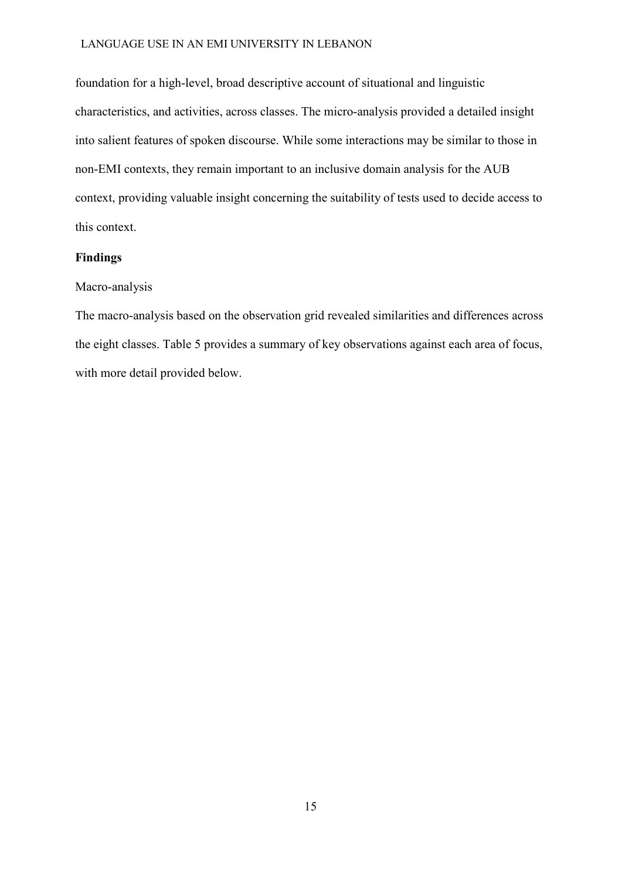foundation for a high-level, broad descriptive account of situational and linguistic characteristics, and activities, across classes. The micro-analysis provided a detailed insight into salient features of spoken discourse. While some interactions may be similar to those in non-EMI contexts, they remain important to an inclusive domain analysis for the AUB context, providing valuable insight concerning the suitability of tests used to decide access to this context.

## Findings

### Macro-analysis

The macro-analysis based on the observation grid revealed similarities and differences across the eight classes. Table 5 provides a summary of key observations against each area of focus, with more detail provided below.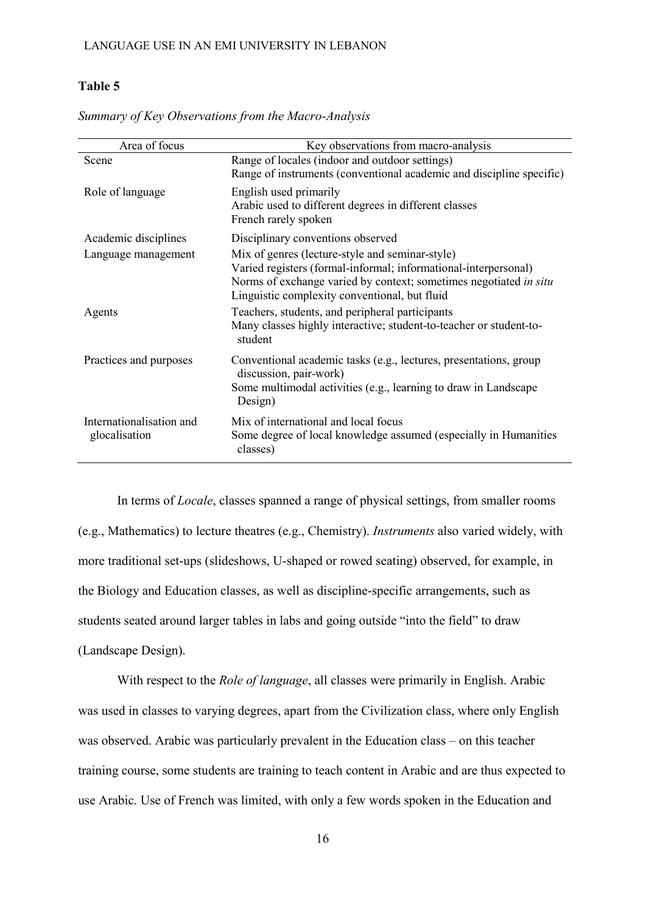**Table 5**

*Summary of Key Observations from the Macro-Analysis*

| Area of focus | Key observations from macro-analysis |
|---|---|
| Scene | Range of locales (indoor and outdoor settings)<br>Range of instruments (conventional academic and discipline specific) |
| Role of language | English used primarily<br>Arabic used to different degrees in different classes<br>French rarely spoken |
| Academic disciplines | Disciplinary conventions observed |
| Language management | Mix of genres (lecture-style and seminar-style)<br>Varied registers (formal-informal; informational-interpersonal)<br>Norms of exchange varied by context; sometimes negotiated *in situ*<br>Linguistic complexity conventional, but fluid |
| Agents | Teachers, students, and peripheral participants<br>Many classes highly interactive; student-to-teacher or student-to-student |
| Practices and purposes | Conventional academic tasks (e.g., lectures, presentations, group discussion, pair-work)<br>Some multimodal activities (e.g., learning to draw in Landscape Design) |
| Internationalisation and glocalisation | Mix of international and local focus<br>Some degree of local knowledge assumed (especially in Humanities classes) |

In terms of *Locale*, classes spanned a range of physical settings, from smaller rooms (e.g., Mathematics) to lecture theatres (e.g., Chemistry). *Instruments* also varied widely, with more traditional set-ups (slideshows, U-shaped or rowed seating) observed, for example, in the Biology and Education classes, as well as discipline-specific arrangements, such as students seated around larger tables in labs and going outside "into the field" to draw (Landscape Design).

With respect to the *Role of language*, all classes were primarily in English. Arabic was used in classes to varying degrees, apart from the Civilization class, where only English was observed. Arabic was particularly prevalent in the Education class – on this teacher training course, some students are training to teach content in Arabic and are thus expected to use Arabic. Use of French was limited, with only a few words spoken in the Education and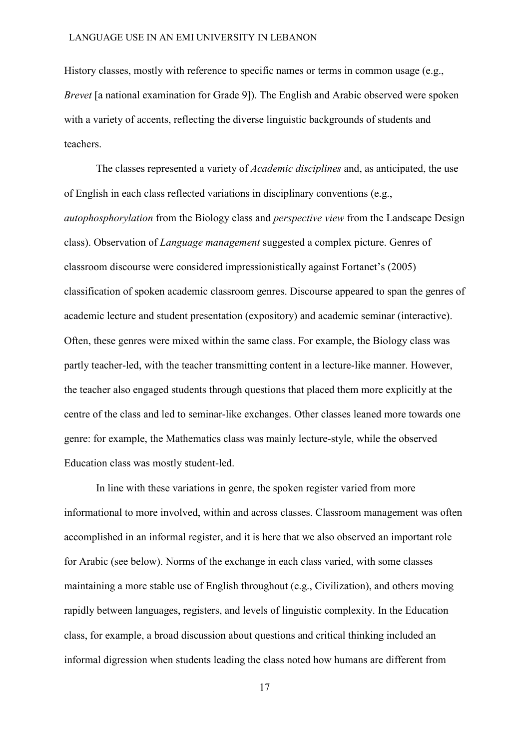History classes, mostly with reference to specific names or terms in common usage (e.g., *Brevet* [a national examination for Grade 9]). The English and Arabic observed were spoken with a variety of accents, reflecting the diverse linguistic backgrounds of students and teachers.

The classes represented a variety of *Academic disciplines* and, as anticipated, the use of English in each class reflected variations in disciplinary conventions (e.g., *autophosphorylation* from the Biology class and *perspective view* from the Landscape Design class). Observation of *Language management* suggested a complex picture. Genres of classroom discourse were considered impressionistically against Fortanet's (2005) classification of spoken academic classroom genres. Discourse appeared to span the genres of academic lecture and student presentation (expository) and academic seminar (interactive). Often, these genres were mixed within the same class. For example, the Biology class was partly teacher-led, with the teacher transmitting content in a lecture-like manner. However, the teacher also engaged students through questions that placed them more explicitly at the centre of the class and led to seminar-like exchanges. Other classes leaned more towards one genre: for example, the Mathematics class was mainly lecture-style, while the observed Education class was mostly student-led.

In line with these variations in genre, the spoken register varied from more informational to more involved, within and across classes. Classroom management was often accomplished in an informal register, and it is here that we also observed an important role for Arabic (see below). Norms of the exchange in each class varied, with some classes maintaining a more stable use of English throughout (e.g., Civilization), and others moving rapidly between languages, registers, and levels of linguistic complexity. In the Education class, for example, a broad discussion about questions and critical thinking included an informal digression when students leading the class noted how humans are different from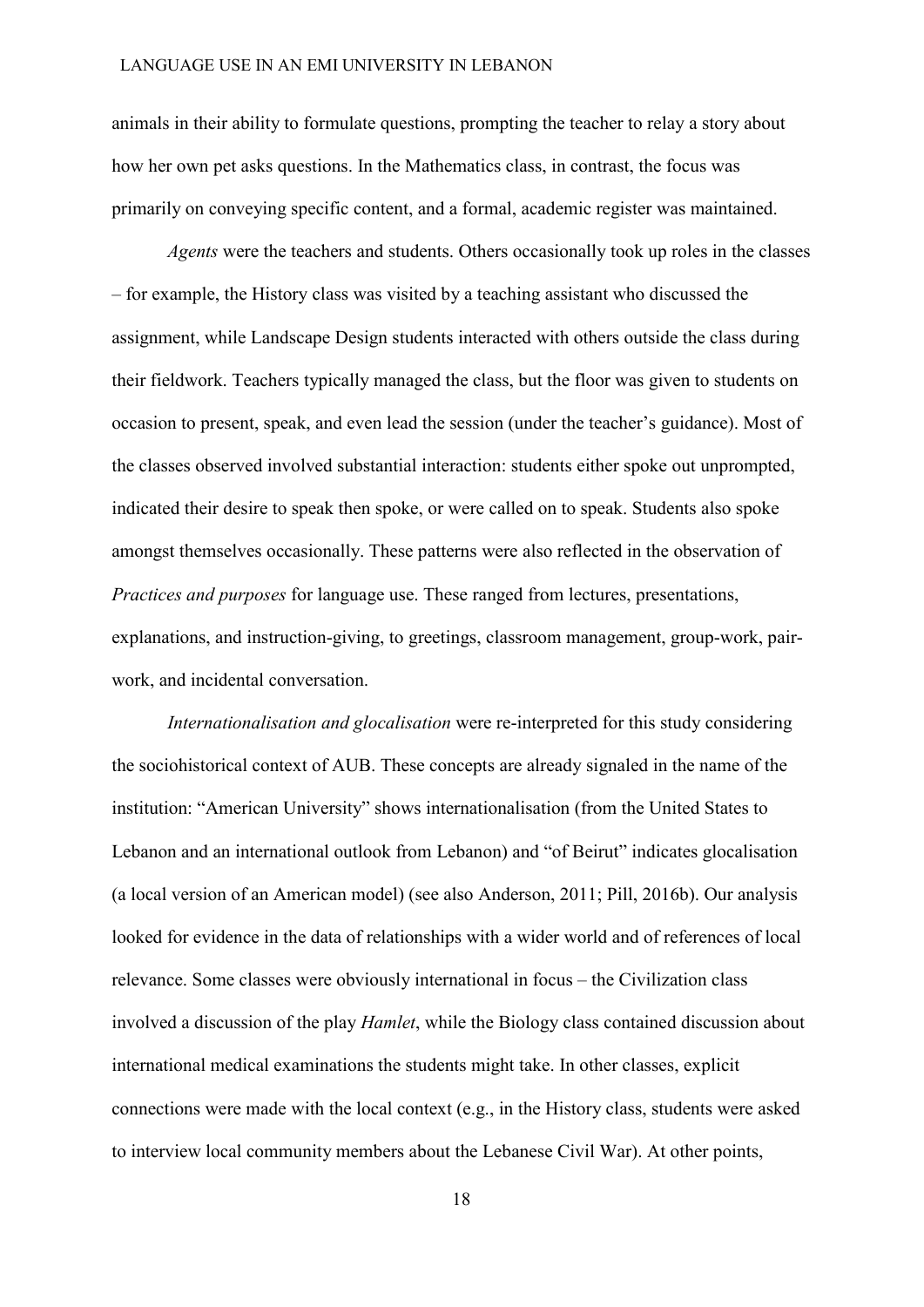animals in their ability to formulate questions, prompting the teacher to relay a story about how her own pet asks questions. In the Mathematics class, in contrast, the focus was primarily on conveying specific content, and a formal, academic register was maintained.

*Agents* were the teachers and students. Others occasionally took up roles in the classes – for example, the History class was visited by a teaching assistant who discussed the assignment, while Landscape Design students interacted with others outside the class during their fieldwork. Teachers typically managed the class, but the floor was given to students on occasion to present, speak, and even lead the session (under the teacher's guidance). Most of the classes observed involved substantial interaction: students either spoke out unprompted, indicated their desire to speak then spoke, or were called on to speak. Students also spoke amongst themselves occasionally. These patterns were also reflected in the observation of *Practices and purposes* for language use. These ranged from lectures, presentations, explanations, and instruction-giving, to greetings, classroom management, group-work, pair-work, and incidental conversation.

*Internationalisation and glocalisation* were re-interpreted for this study considering the sociohistorical context of AUB. These concepts are already signaled in the name of the institution: "American University" shows internationalisation (from the United States to Lebanon and an international outlook from Lebanon) and "of Beirut" indicates glocalisation (a local version of an American model) (see also Anderson, 2011; Pill, 2016b). Our analysis looked for evidence in the data of relationships with a wider world and of references of local relevance. Some classes were obviously international in focus – the Civilization class involved a discussion of the play *Hamlet*, while the Biology class contained discussion about international medical examinations the students might take. In other classes, explicit connections were made with the local context (e.g., in the History class, students were asked to interview local community members about the Lebanese Civil War). At other points,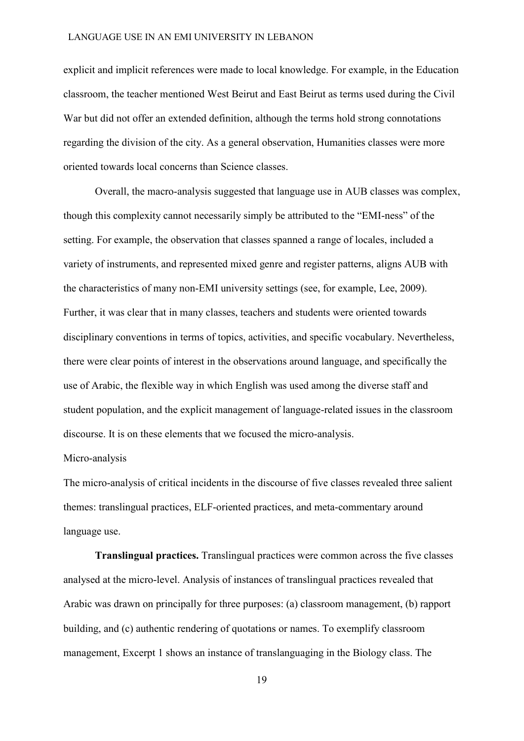explicit and implicit references were made to local knowledge. For example, in the Education classroom, the teacher mentioned West Beirut and East Beirut as terms used during the Civil War but did not offer an extended definition, although the terms hold strong connotations regarding the division of the city. As a general observation, Humanities classes were more oriented towards local concerns than Science classes.

Overall, the macro-analysis suggested that language use in AUB classes was complex, though this complexity cannot necessarily simply be attributed to the "EMI-ness" of the setting. For example, the observation that classes spanned a range of locales, included a variety of instruments, and represented mixed genre and register patterns, aligns AUB with the characteristics of many non-EMI university settings (see, for example, Lee, 2009). Further, it was clear that in many classes, teachers and students were oriented towards disciplinary conventions in terms of topics, activities, and specific vocabulary. Nevertheless, there were clear points of interest in the observations around language, and specifically the use of Arabic, the flexible way in which English was used among the diverse staff and student population, and the explicit management of language-related issues in the classroom discourse. It is on these elements that we focused the micro-analysis.

## Micro-analysis

The micro-analysis of critical incidents in the discourse of five classes revealed three salient themes: translingual practices, ELF-oriented practices, and meta-commentary around language use.

**Translingual practices.** Translingual practices were common across the five classes analysed at the micro-level. Analysis of instances of translingual practices revealed that Arabic was drawn on principally for three purposes: (a) classroom management, (b) rapport building, and (c) authentic rendering of quotations or names. To exemplify classroom management, Excerpt 1 shows an instance of translanguaging in the Biology class. The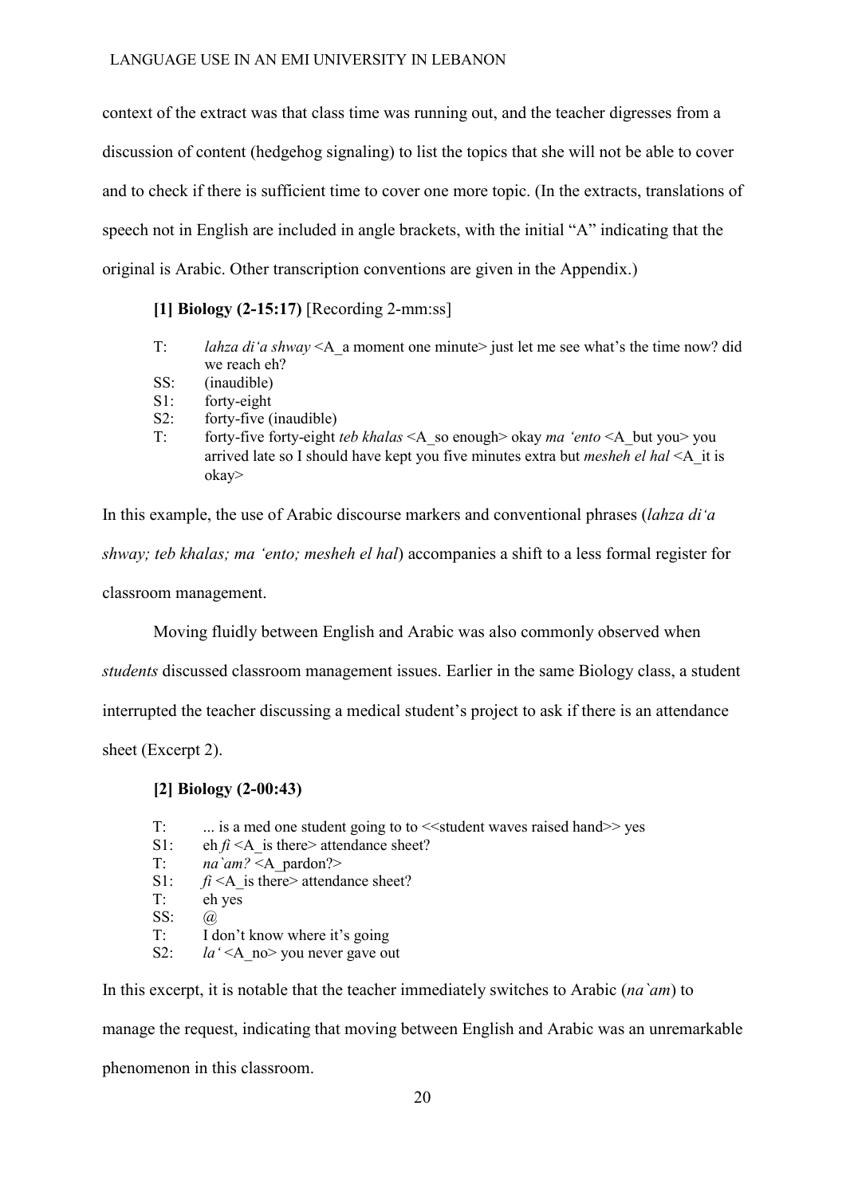context of the extract was that class time was running out, and the teacher digresses from a discussion of content (hedgehog signaling) to list the topics that she will not be able to cover and to check if there is sufficient time to cover one more topic. (In the extracts, translations of speech not in English are included in angle brackets, with the initial "A" indicating that the original is Arabic. Other transcription conventions are given in the Appendix.)

**[1] Biology (2-15:17)** [Recording 2-mm:ss]

T: *lahza di'a shway* <A_a moment one minute> just let me see what's the time now? did we reach eh?
SS: (inaudible)
S1: forty-eight
S2: forty-five (inaudible)
T: forty-five forty-eight *teb khalas* <A_so enough> okay *ma 'ento* <A_but you> you arrived late so I should have kept you five minutes extra but *mesheh el hal* <A_it is okay>

In this example, the use of Arabic discourse markers and conventional phrases (*lahza di'a shway; teb khalas; ma 'ento; mesheh el hal*) accompanies a shift to a less formal register for classroom management.

Moving fluidly between English and Arabic was also commonly observed when *students* discussed classroom management issues. Earlier in the same Biology class, a student interrupted the teacher discussing a medical student's project to ask if there is an attendance sheet (Excerpt 2).

**[2] Biology (2-00:43)**

T: ... is a med one student going to to <<student waves raised hand>> yes
S1: eh *fi* <A_is there> attendance sheet?
T: *na`am?* <A_pardon?>
S1: *fi* <A_is there> attendance sheet?
T: eh yes
SS: @
T: I don't know where it's going
S2: *la'* <A_no> you never gave out

In this excerpt, it is notable that the teacher immediately switches to Arabic (*na`am*) to manage the request, indicating that moving between English and Arabic was an unremarkable phenomenon in this classroom.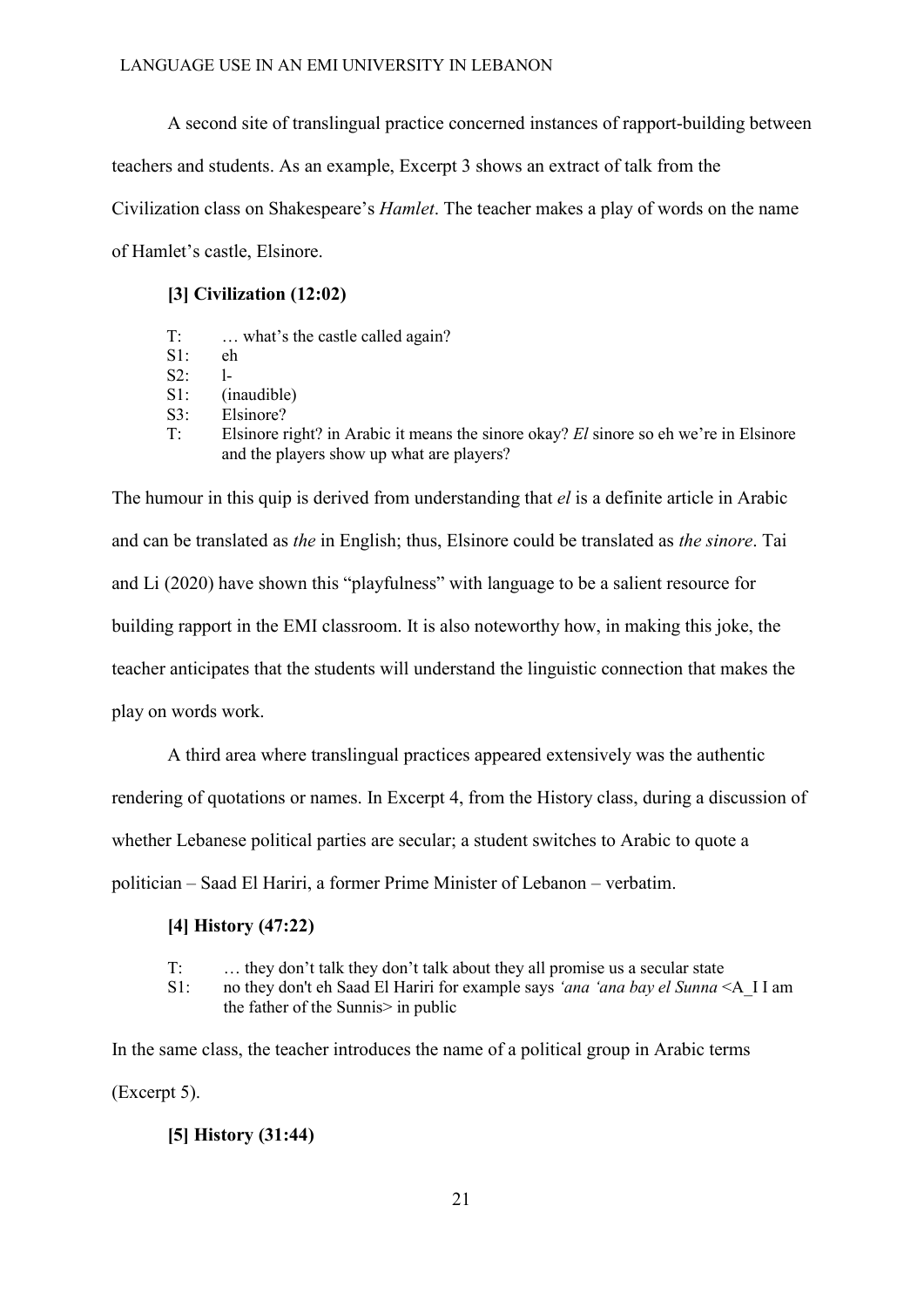A second site of translingual practice concerned instances of rapport-building between teachers and students. As an example, Excerpt 3 shows an extract of talk from the Civilization class on Shakespeare's *Hamlet*. The teacher makes a play of words on the name of Hamlet's castle, Elsinore.

**[3] Civilization (12:02)**

T: … what's the castle called again?
S1: eh
S2: l-
S1: (inaudible)
S3: Elsinore?
T: Elsinore right? in Arabic it means the sinore okay? *El* sinore so eh we're in Elsinore and the players show up what are players?

The humour in this quip is derived from understanding that *el* is a definite article in Arabic and can be translated as *the* in English; thus, Elsinore could be translated as *the sinore*. Tai and Li (2020) have shown this "playfulness" with language to be a salient resource for building rapport in the EMI classroom. It is also noteworthy how, in making this joke, the teacher anticipates that the students will understand the linguistic connection that makes the play on words work.

A third area where translingual practices appeared extensively was the authentic rendering of quotations or names. In Excerpt 4, from the History class, during a discussion of whether Lebanese political parties are secular; a student switches to Arabic to quote a politician – Saad El Hariri, a former Prime Minister of Lebanon – verbatim.

**[4] History (47:22)**

T: … they don't talk they don't talk about they all promise us a secular state
S1: no they don't eh Saad El Hariri for example says *'ana 'ana bay el Sunna* <A_I I am the father of the Sunnis> in public

In the same class, the teacher introduces the name of a political group in Arabic terms (Excerpt 5).

**[5] History (31:44)**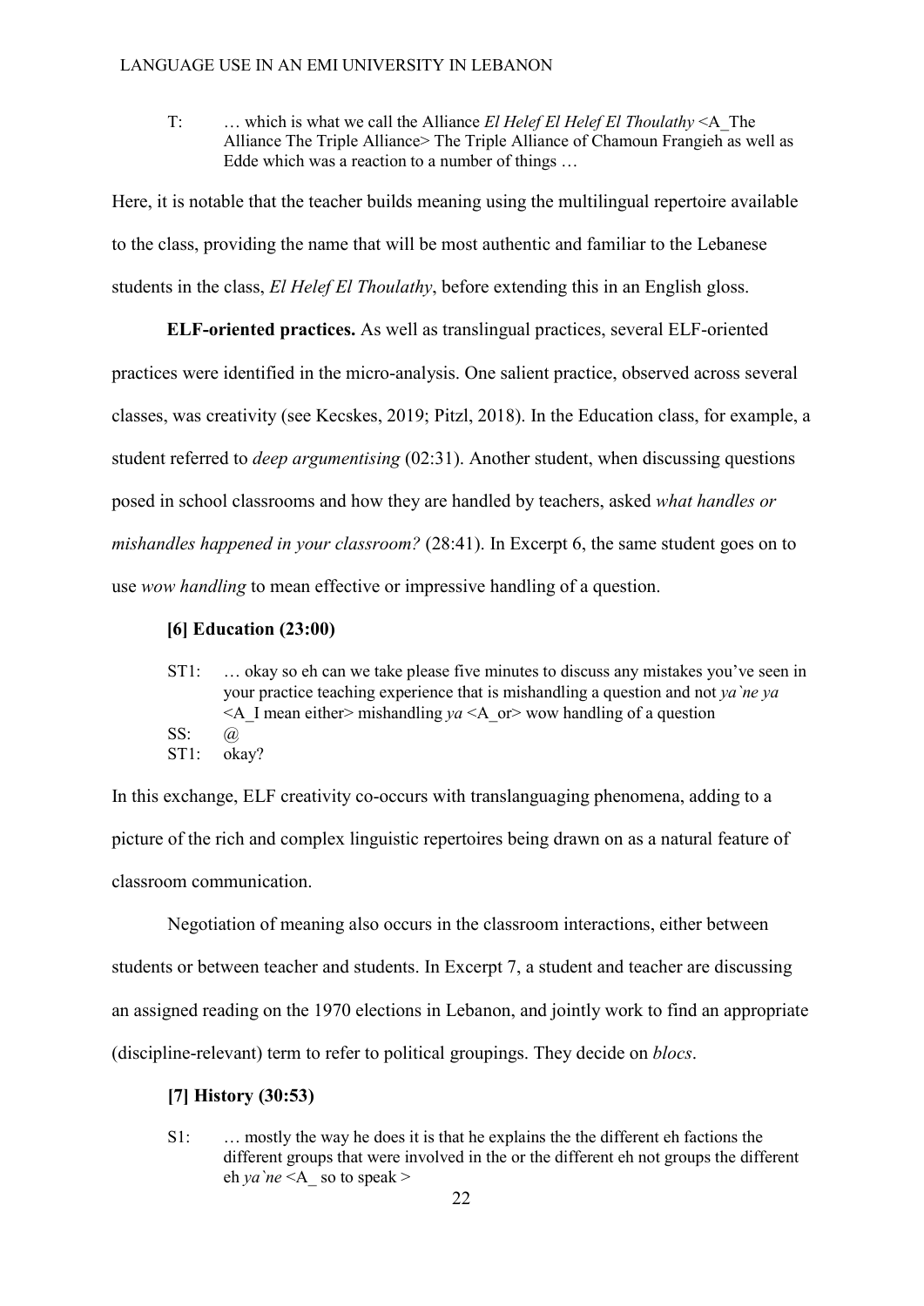T: … which is what we call the Alliance *El Helef El Helef El Thoulathy* <A_The Alliance The Triple Alliance> The Triple Alliance of Chamoun Frangieh as well as Edde which was a reaction to a number of things …

Here, it is notable that the teacher builds meaning using the multilingual repertoire available to the class, providing the name that will be most authentic and familiar to the Lebanese students in the class, *El Helef El Thoulathy*, before extending this in an English gloss.

**ELF-oriented practices.** As well as translingual practices, several ELF-oriented practices were identified in the micro-analysis. One salient practice, observed across several classes, was creativity (see Kecskes, 2019; Pitzl, 2018). In the Education class, for example, a student referred to *deep argumentising* (02:31). Another student, when discussing questions posed in school classrooms and how they are handled by teachers, asked *what handles or mishandles happened in your classroom?* (28:41). In Excerpt 6, the same student goes on to use *wow handling* to mean effective or impressive handling of a question.

**[6] Education (23:00)**

ST1: … okay so eh can we take please five minutes to discuss any mistakes you've seen in your practice teaching experience that is mishandling a question and not *ya`ne ya* <A_I mean either> mishandling *ya* <A_or> wow handling of a question
SS: @
ST1: okay?

In this exchange, ELF creativity co-occurs with translanguaging phenomena, adding to a picture of the rich and complex linguistic repertoires being drawn on as a natural feature of classroom communication.

Negotiation of meaning also occurs in the classroom interactions, either between students or between teacher and students. In Excerpt 7, a student and teacher are discussing an assigned reading on the 1970 elections in Lebanon, and jointly work to find an appropriate (discipline-relevant) term to refer to political groupings. They decide on *blocs*.

**[7] History (30:53)**

S1: … mostly the way he does it is that he explains the the different eh factions the different groups that were involved in the or the different eh not groups the different eh *ya`ne* <A_ so to speak >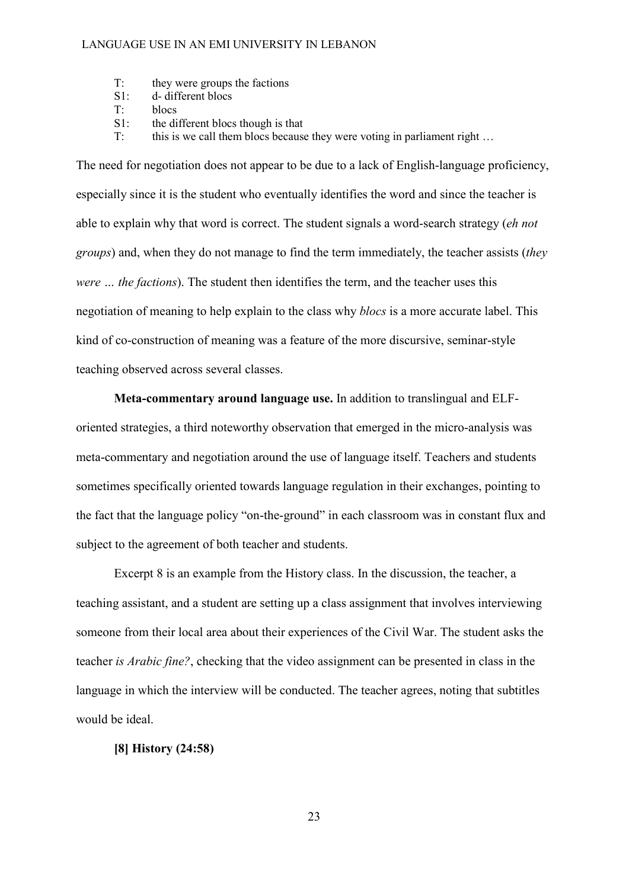T: they were groups the factions  
S1: d- different blocs  
T: blocs  
S1: the different blocs though is that  
T: this is we call them blocs because they were voting in parliament right …

The need for negotiation does not appear to be due to a lack of English-language proficiency, especially since it is the student who eventually identifies the word and since the teacher is able to explain why that word is correct. The student signals a word-search strategy (*eh not groups*) and, when they do not manage to find the term immediately, the teacher assists (*they were … the factions*). The student then identifies the term, and the teacher uses this negotiation of meaning to help explain to the class why *blocs* is a more accurate label. This kind of co-construction of meaning was a feature of the more discursive, seminar-style teaching observed across several classes.

**Meta-commentary around language use.** In addition to translingual and ELF-oriented strategies, a third noteworthy observation that emerged in the micro-analysis was meta-commentary and negotiation around the use of language itself. Teachers and students sometimes specifically oriented towards language regulation in their exchanges, pointing to the fact that the language policy "on-the-ground" in each classroom was in constant flux and subject to the agreement of both teacher and students.

Excerpt 8 is an example from the History class. In the discussion, the teacher, a teaching assistant, and a student are setting up a class assignment that involves interviewing someone from their local area about their experiences of the Civil War. The student asks the teacher *is Arabic fine?*, checking that the video assignment can be presented in class in the language in which the interview will be conducted. The teacher agrees, noting that subtitles would be ideal.

**[8] History (24:58)**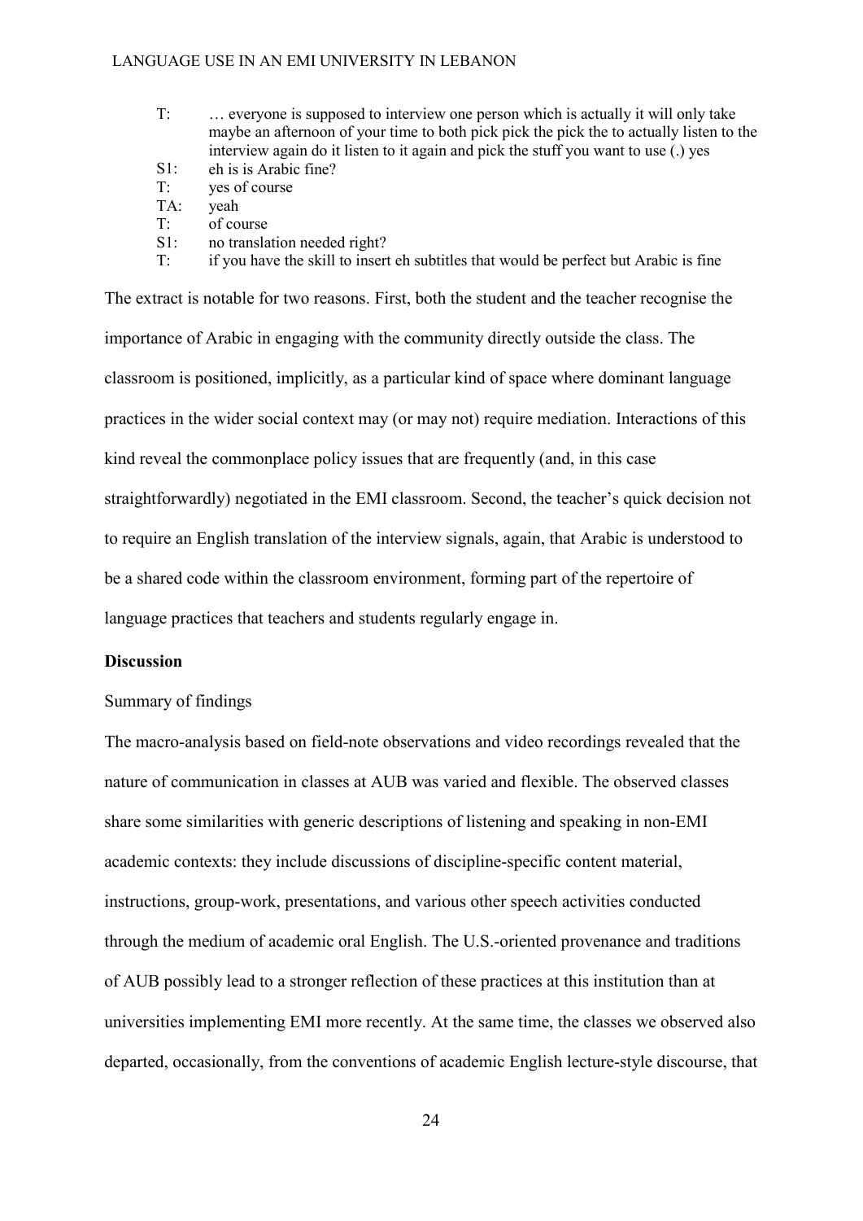T: … everyone is supposed to interview one person which is actually it will only take maybe an afternoon of your time to both pick pick the pick the to actually listen to the interview again do it listen to it again and pick the stuff you want to use (.) yes

S1: eh is is Arabic fine?

T: yes of course

TA: yeah

T: of course

S1: no translation needed right?

T: if you have the skill to insert eh subtitles that would be perfect but Arabic is fine

The extract is notable for two reasons. First, both the student and the teacher recognise the importance of Arabic in engaging with the community directly outside the class. The classroom is positioned, implicitly, as a particular kind of space where dominant language practices in the wider social context may (or may not) require mediation. Interactions of this kind reveal the commonplace policy issues that are frequently (and, in this case straightforwardly) negotiated in the EMI classroom. Second, the teacher's quick decision not to require an English translation of the interview signals, again, that Arabic is understood to be a shared code within the classroom environment, forming part of the repertoire of language practices that teachers and students regularly engage in.

## Discussion

### Summary of findings

The macro-analysis based on field-note observations and video recordings revealed that the nature of communication in classes at AUB was varied and flexible. The observed classes share some similarities with generic descriptions of listening and speaking in non-EMI academic contexts: they include discussions of discipline-specific content material, instructions, group-work, presentations, and various other speech activities conducted through the medium of academic oral English. The U.S.-oriented provenance and traditions of AUB possibly lead to a stronger reflection of these practices at this institution than at universities implementing EMI more recently. At the same time, the classes we observed also departed, occasionally, from the conventions of academic English lecture-style discourse, that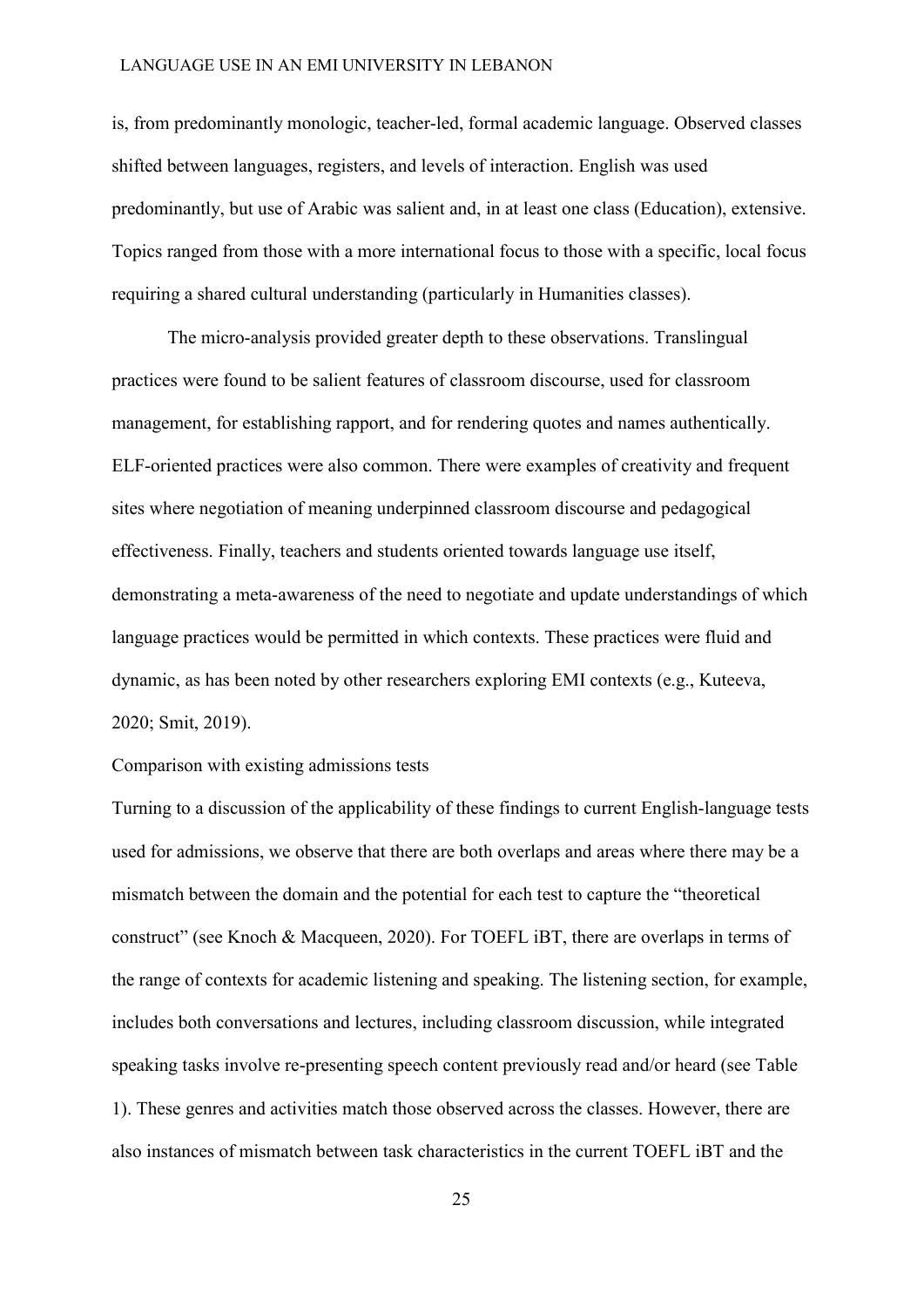is, from predominantly monologic, teacher-led, formal academic language. Observed classes shifted between languages, registers, and levels of interaction. English was used predominantly, but use of Arabic was salient and, in at least one class (Education), extensive. Topics ranged from those with a more international focus to those with a specific, local focus requiring a shared cultural understanding (particularly in Humanities classes).

The micro-analysis provided greater depth to these observations. Translingual practices were found to be salient features of classroom discourse, used for classroom management, for establishing rapport, and for rendering quotes and names authentically. ELF-oriented practices were also common. There were examples of creativity and frequent sites where negotiation of meaning underpinned classroom discourse and pedagogical effectiveness. Finally, teachers and students oriented towards language use itself, demonstrating a meta-awareness of the need to negotiate and update understandings of which language practices would be permitted in which contexts. These practices were fluid and dynamic, as has been noted by other researchers exploring EMI contexts (e.g., Kuteeva, 2020; Smit, 2019).

## Comparison with existing admissions tests

Turning to a discussion of the applicability of these findings to current English-language tests used for admissions, we observe that there are both overlaps and areas where there may be a mismatch between the domain and the potential for each test to capture the "theoretical construct" (see Knoch & Macqueen, 2020). For TOEFL iBT, there are overlaps in terms of the range of contexts for academic listening and speaking. The listening section, for example, includes both conversations and lectures, including classroom discussion, while integrated speaking tasks involve re-presenting speech content previously read and/or heard (see Table 1). These genres and activities match those observed across the classes. However, there are also instances of mismatch between task characteristics in the current TOEFL iBT and the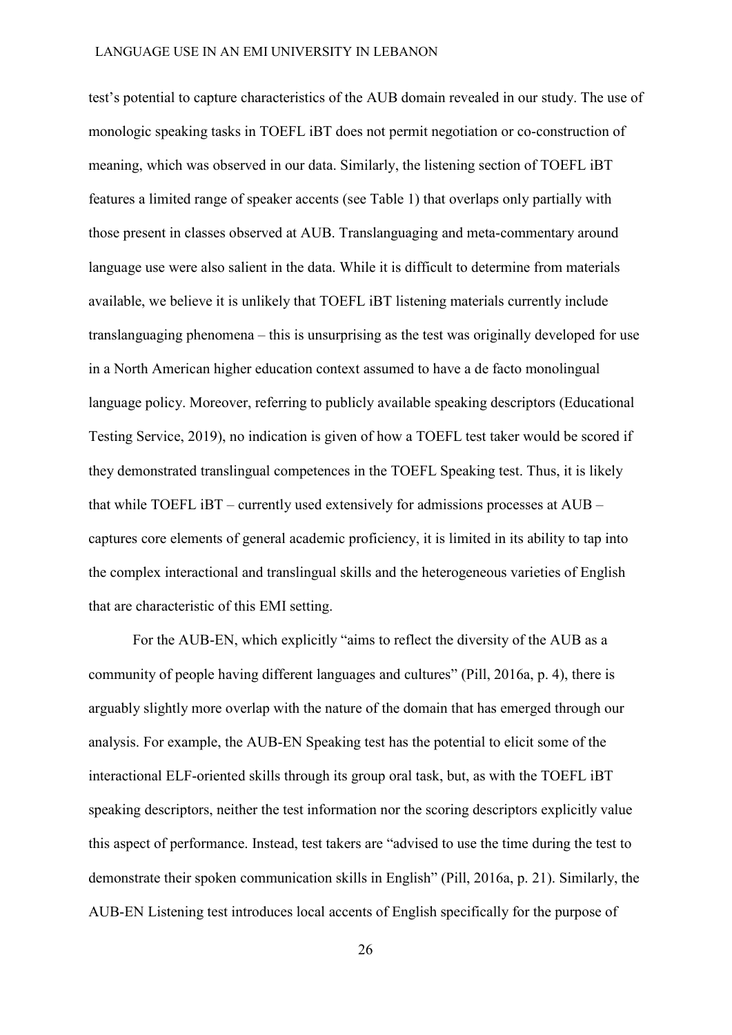test's potential to capture characteristics of the AUB domain revealed in our study. The use of monologic speaking tasks in TOEFL iBT does not permit negotiation or co-construction of meaning, which was observed in our data. Similarly, the listening section of TOEFL iBT features a limited range of speaker accents (see Table 1) that overlaps only partially with those present in classes observed at AUB. Translanguaging and meta-commentary around language use were also salient in the data. While it is difficult to determine from materials available, we believe it is unlikely that TOEFL iBT listening materials currently include translanguaging phenomena – this is unsurprising as the test was originally developed for use in a North American higher education context assumed to have a de facto monolingual language policy. Moreover, referring to publicly available speaking descriptors (Educational Testing Service, 2019), no indication is given of how a TOEFL test taker would be scored if they demonstrated translingual competences in the TOEFL Speaking test. Thus, it is likely that while TOEFL iBT – currently used extensively for admissions processes at AUB – captures core elements of general academic proficiency, it is limited in its ability to tap into the complex interactional and translingual skills and the heterogeneous varieties of English that are characteristic of this EMI setting.

For the AUB-EN, which explicitly "aims to reflect the diversity of the AUB as a community of people having different languages and cultures" (Pill, 2016a, p. 4), there is arguably slightly more overlap with the nature of the domain that has emerged through our analysis. For example, the AUB-EN Speaking test has the potential to elicit some of the interactional ELF-oriented skills through its group oral task, but, as with the TOEFL iBT speaking descriptors, neither the test information nor the scoring descriptors explicitly value this aspect of performance. Instead, test takers are "advised to use the time during the test to demonstrate their spoken communication skills in English" (Pill, 2016a, p. 21). Similarly, the AUB-EN Listening test introduces local accents of English specifically for the purpose of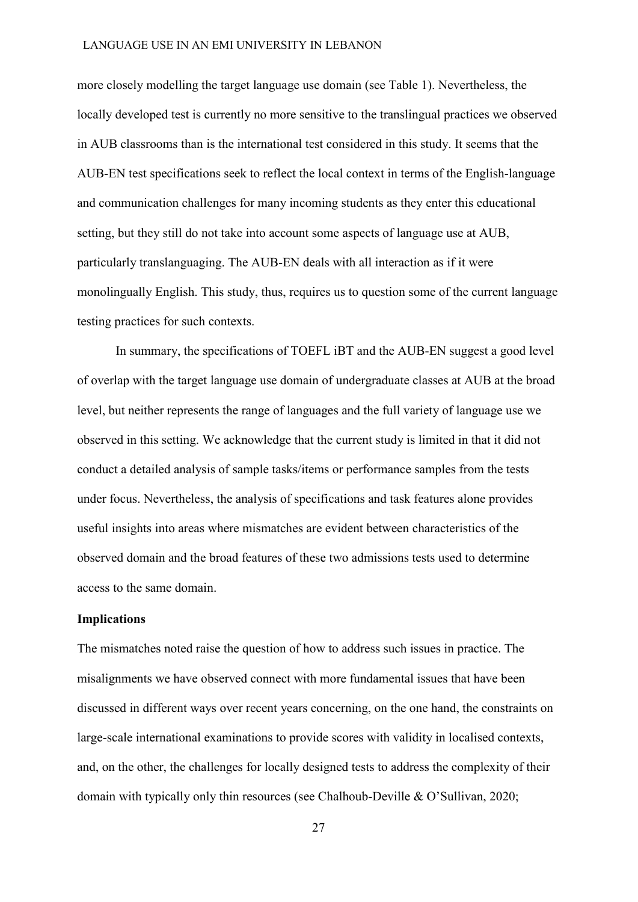more closely modelling the target language use domain (see Table 1). Nevertheless, the locally developed test is currently no more sensitive to the translingual practices we observed in AUB classrooms than is the international test considered in this study. It seems that the AUB-EN test specifications seek to reflect the local context in terms of the English-language and communication challenges for many incoming students as they enter this educational setting, but they still do not take into account some aspects of language use at AUB, particularly translanguaging. The AUB-EN deals with all interaction as if it were monolingually English. This study, thus, requires us to question some of the current language testing practices for such contexts.

In summary, the specifications of TOEFL iBT and the AUB-EN suggest a good level of overlap with the target language use domain of undergraduate classes at AUB at the broad level, but neither represents the range of languages and the full variety of language use we observed in this setting. We acknowledge that the current study is limited in that it did not conduct a detailed analysis of sample tasks/items or performance samples from the tests under focus. Nevertheless, the analysis of specifications and task features alone provides useful insights into areas where mismatches are evident between characteristics of the observed domain and the broad features of these two admissions tests used to determine access to the same domain.

**Implications**

The mismatches noted raise the question of how to address such issues in practice. The misalignments we have observed connect with more fundamental issues that have been discussed in different ways over recent years concerning, on the one hand, the constraints on large-scale international examinations to provide scores with validity in localised contexts, and, on the other, the challenges for locally designed tests to address the complexity of their domain with typically only thin resources (see Chalhoub-Deville & O'Sullivan, 2020;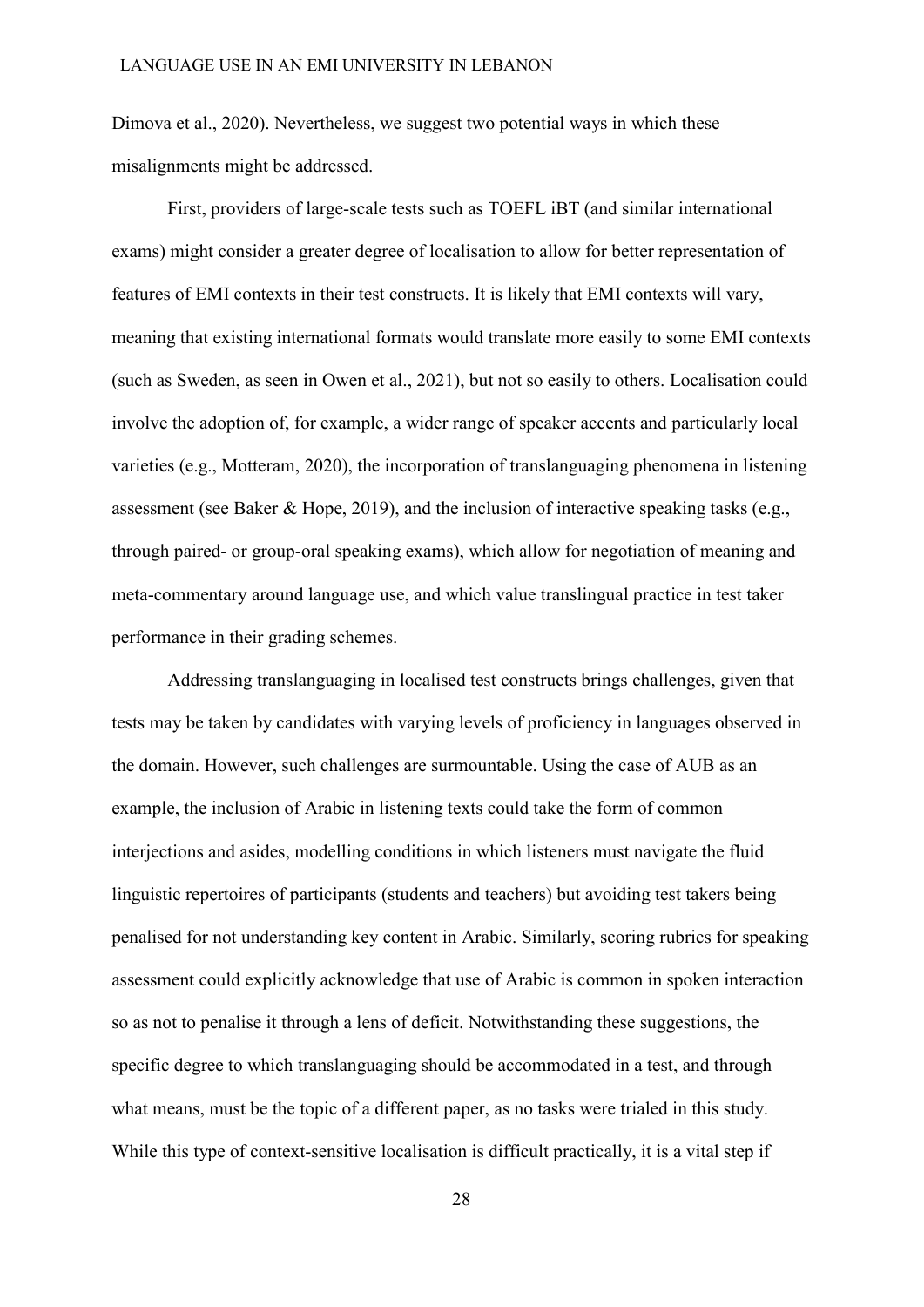Dimova et al., 2020). Nevertheless, we suggest two potential ways in which these misalignments might be addressed.

First, providers of large-scale tests such as TOEFL iBT (and similar international exams) might consider a greater degree of localisation to allow for better representation of features of EMI contexts in their test constructs. It is likely that EMI contexts will vary, meaning that existing international formats would translate more easily to some EMI contexts (such as Sweden, as seen in Owen et al., 2021), but not so easily to others. Localisation could involve the adoption of, for example, a wider range of speaker accents and particularly local varieties (e.g., Motteram, 2020), the incorporation of translanguaging phenomena in listening assessment (see Baker & Hope, 2019), and the inclusion of interactive speaking tasks (e.g., through paired- or group-oral speaking exams), which allow for negotiation of meaning and meta-commentary around language use, and which value translingual practice in test taker performance in their grading schemes.

Addressing translanguaging in localised test constructs brings challenges, given that tests may be taken by candidates with varying levels of proficiency in languages observed in the domain. However, such challenges are surmountable. Using the case of AUB as an example, the inclusion of Arabic in listening texts could take the form of common interjections and asides, modelling conditions in which listeners must navigate the fluid linguistic repertoires of participants (students and teachers) but avoiding test takers being penalised for not understanding key content in Arabic. Similarly, scoring rubrics for speaking assessment could explicitly acknowledge that use of Arabic is common in spoken interaction so as not to penalise it through a lens of deficit. Notwithstanding these suggestions, the specific degree to which translanguaging should be accommodated in a test, and through what means, must be the topic of a different paper, as no tasks were trialed in this study. While this type of context-sensitive localisation is difficult practically, it is a vital step if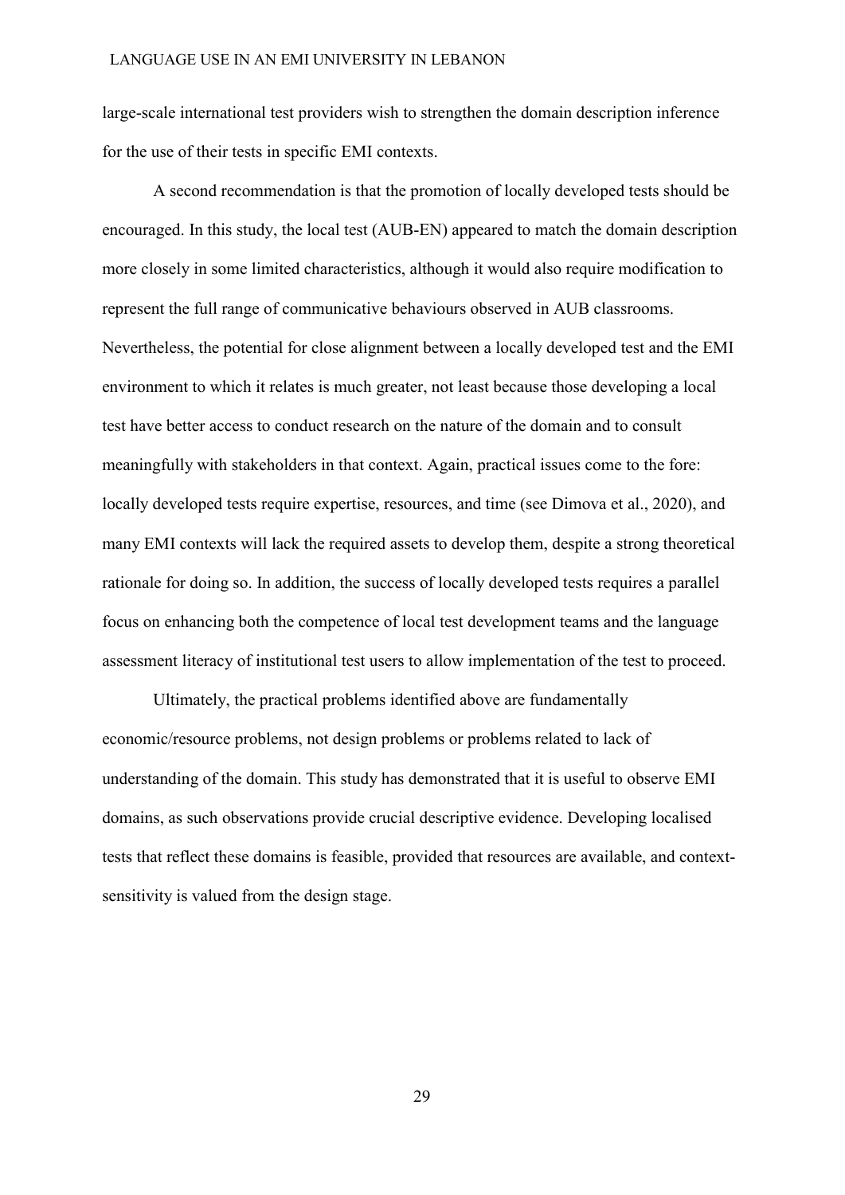large-scale international test providers wish to strengthen the domain description inference for the use of their tests in specific EMI contexts.

A second recommendation is that the promotion of locally developed tests should be encouraged. In this study, the local test (AUB-EN) appeared to match the domain description more closely in some limited characteristics, although it would also require modification to represent the full range of communicative behaviours observed in AUB classrooms. Nevertheless, the potential for close alignment between a locally developed test and the EMI environment to which it relates is much greater, not least because those developing a local test have better access to conduct research on the nature of the domain and to consult meaningfully with stakeholders in that context. Again, practical issues come to the fore: locally developed tests require expertise, resources, and time (see Dimova et al., 2020), and many EMI contexts will lack the required assets to develop them, despite a strong theoretical rationale for doing so. In addition, the success of locally developed tests requires a parallel focus on enhancing both the competence of local test development teams and the language assessment literacy of institutional test users to allow implementation of the test to proceed.

Ultimately, the practical problems identified above are fundamentally economic/resource problems, not design problems or problems related to lack of understanding of the domain. This study has demonstrated that it is useful to observe EMI domains, as such observations provide crucial descriptive evidence. Developing localised tests that reflect these domains is feasible, provided that resources are available, and context-sensitivity is valued from the design stage.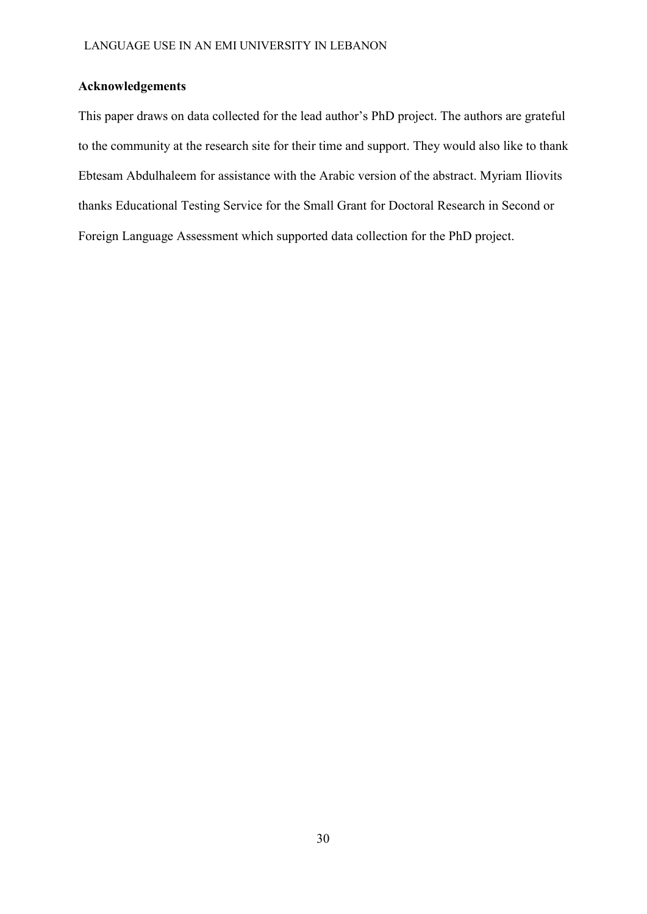## Acknowledgements

This paper draws on data collected for the lead author's PhD project. The authors are grateful to the community at the research site for their time and support. They would also like to thank Ebtesam Abdulhaleem for assistance with the Arabic version of the abstract. Myriam Iliovits thanks Educational Testing Service for the Small Grant for Doctoral Research in Second or Foreign Language Assessment which supported data collection for the PhD project.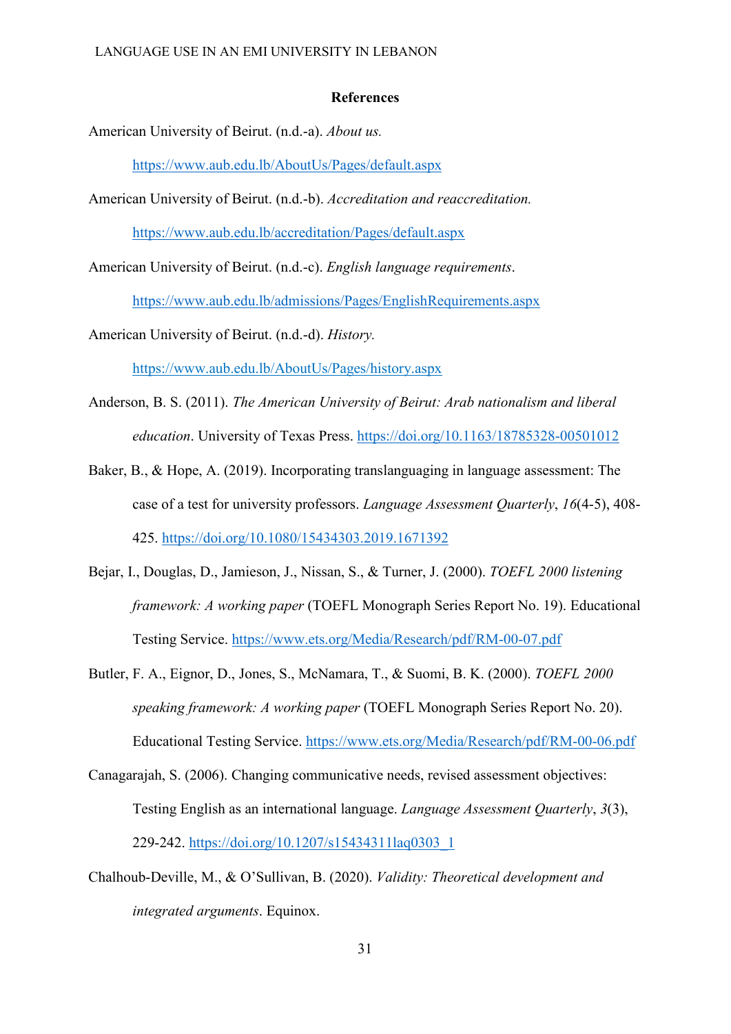**References**

American University of Beirut. (n.d.-a). *About us.* https://www.aub.edu.lb/AboutUs/Pages/default.aspx

American University of Beirut. (n.d.-b). *Accreditation and reaccreditation.* https://www.aub.edu.lb/accreditation/Pages/default.aspx

American University of Beirut. (n.d.-c). *English language requirements*. https://www.aub.edu.lb/admissions/Pages/EnglishRequirements.aspx

American University of Beirut. (n.d.-d). *History.* https://www.aub.edu.lb/AboutUs/Pages/history.aspx

Anderson, B. S. (2011). *The American University of Beirut: Arab nationalism and liberal education*. University of Texas Press. https://doi.org/10.1163/18785328-00501012

Baker, B., & Hope, A. (2019). Incorporating translanguaging in language assessment: The case of a test for university professors. *Language Assessment Quarterly*, *16*(4-5), 408-425. https://doi.org/10.1080/15434303.2019.1671392

Bejar, I., Douglas, D., Jamieson, J., Nissan, S., & Turner, J. (2000). *TOEFL 2000 listening framework: A working paper* (TOEFL Monograph Series Report No. 19). Educational Testing Service. https://www.ets.org/Media/Research/pdf/RM-00-07.pdf

Butler, F. A., Eignor, D., Jones, S., McNamara, T., & Suomi, B. K. (2000). *TOEFL 2000 speaking framework: A working paper* (TOEFL Monograph Series Report No. 20). Educational Testing Service. https://www.ets.org/Media/Research/pdf/RM-00-06.pdf

Canagarajah, S. (2006). Changing communicative needs, revised assessment objectives: Testing English as an international language. *Language Assessment Quarterly*, *3*(3), 229-242. https://doi.org/10.1207/s15434311laq0303_1

Chalhoub-Deville, M., & O'Sullivan, B. (2020). *Validity: Theoretical development and integrated arguments*. Equinox.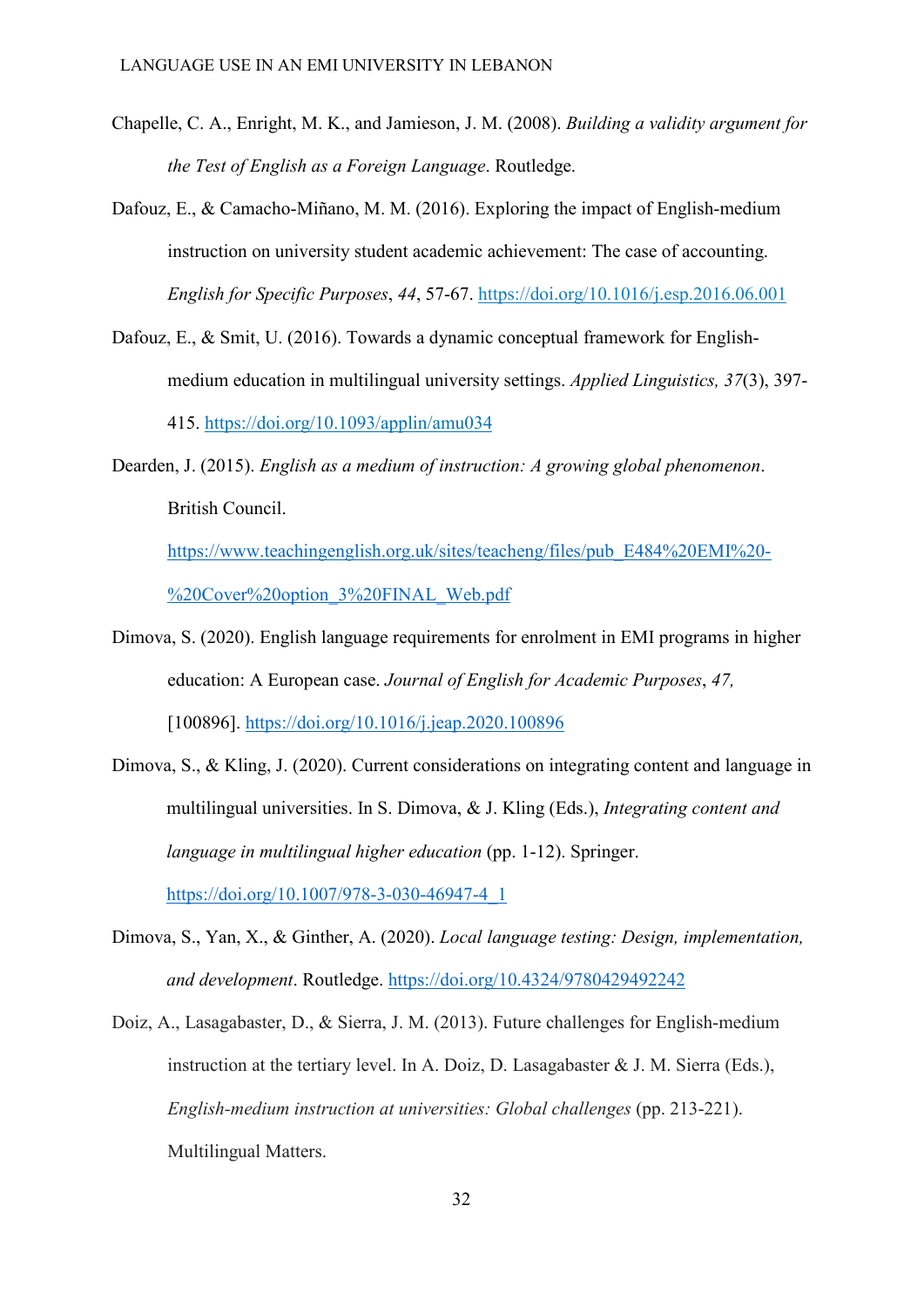Chapelle, C. A., Enright, M. K., and Jamieson, J. M. (2008). *Building a validity argument for the Test of English as a Foreign Language*. Routledge.

Dafouz, E., & Camacho-Miñano, M. M. (2016). Exploring the impact of English-medium instruction on university student academic achievement: The case of accounting. *English for Specific Purposes*, *44*, 57-67. https://doi.org/10.1016/j.esp.2016.06.001

Dafouz, E., & Smit, U. (2016). Towards a dynamic conceptual framework for English-medium education in multilingual university settings. *Applied Linguistics, 37*(3), 397-415. https://doi.org/10.1093/applin/amu034

Dearden, J. (2015). *English as a medium of instruction: A growing global phenomenon*. British Council. https://www.teachingenglish.org.uk/sites/teacheng/files/pub_E484%20EMI%20-%20Cover%20option_3%20FINAL_Web.pdf

Dimova, S. (2020). English language requirements for enrolment in EMI programs in higher education: A European case. *Journal of English for Academic Purposes*, *47,* [100896]. https://doi.org/10.1016/j.jeap.2020.100896

Dimova, S., & Kling, J. (2020). Current considerations on integrating content and language in multilingual universities. In S. Dimova, & J. Kling (Eds.), *Integrating content and language in multilingual higher education* (pp. 1-12). Springer. https://doi.org/10.1007/978-3-030-46947-4_1

Dimova, S., Yan, X., & Ginther, A. (2020). *Local language testing: Design, implementation, and development*. Routledge. https://doi.org/10.4324/9780429492242

Doiz, A., Lasagabaster, D., & Sierra, J. M. (2013). Future challenges for English-medium instruction at the tertiary level. In A. Doiz, D. Lasagabaster & J. M. Sierra (Eds.), *English-medium instruction at universities: Global challenges* (pp. 213-221). Multilingual Matters.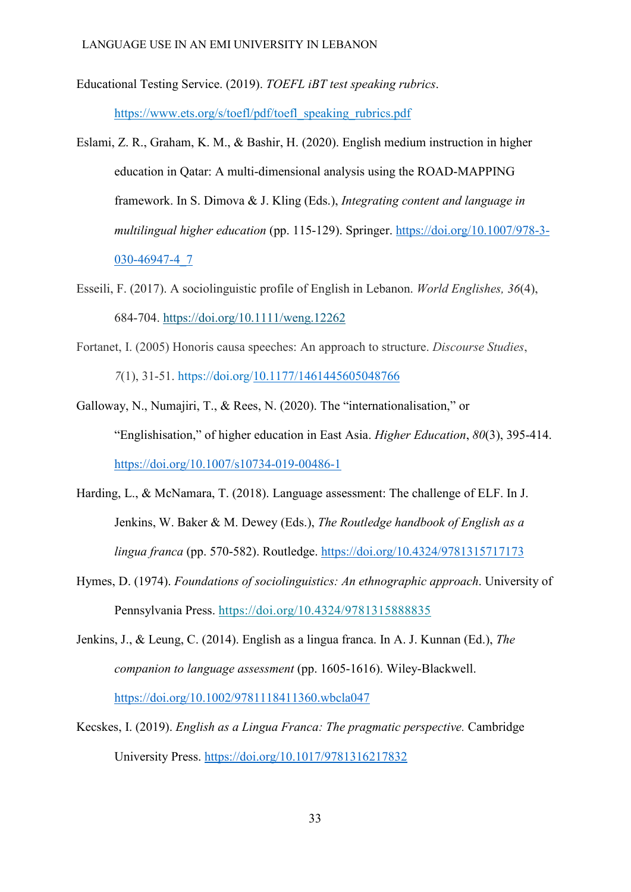Educational Testing Service. (2019). *TOEFL iBT test speaking rubrics*. https://www.ets.org/s/toefl/pdf/toefl_speaking_rubrics.pdf

Eslami, Z. R., Graham, K. M., & Bashir, H. (2020). English medium instruction in higher education in Qatar: A multi-dimensional analysis using the ROAD-MAPPING framework. In S. Dimova & J. Kling (Eds.), *Integrating content and language in multilingual higher education* (pp. 115-129). Springer. https://doi.org/10.1007/978-3-030-46947-4_7

Esseili, F. (2017). A sociolinguistic profile of English in Lebanon. *World Englishes, 36*(4), 684-704. https://doi.org/10.1111/weng.12262

Fortanet, I. (2005) Honoris causa speeches: An approach to structure. *Discourse Studies*, *7*(1), 31-51. https://doi.org/10.1177/1461445605048766

Galloway, N., Numajiri, T., & Rees, N. (2020). The "internationalisation," or "Englishisation," of higher education in East Asia. *Higher Education*, *80*(3), 395-414. https://doi.org/10.1007/s10734-019-00486-1

Harding, L., & McNamara, T. (2018). Language assessment: The challenge of ELF. In J. Jenkins, W. Baker & M. Dewey (Eds.), *The Routledge handbook of English as a lingua franca* (pp. 570-582). Routledge. https://doi.org/10.4324/9781315717173

Hymes, D. (1974). *Foundations of sociolinguistics: An ethnographic approach*. University of Pennsylvania Press. https://doi.org/10.4324/9781315888835

Jenkins, J., & Leung, C. (2014). English as a lingua franca. In A. J. Kunnan (Ed.), *The companion to language assessment* (pp. 1605-1616). Wiley-Blackwell. https://doi.org/10.1002/9781118411360.wbcla047

Kecskes, I. (2019). *English as a Lingua Franca: The pragmatic perspective.* Cambridge University Press. https://doi.org/10.1017/9781316217832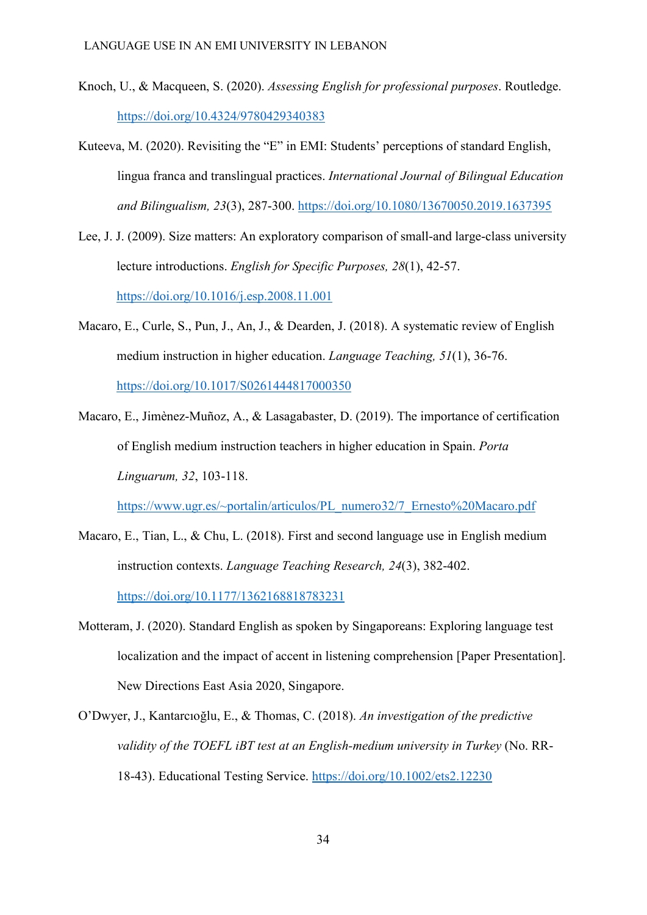Knoch, U., & Macqueen, S. (2020). *Assessing English for professional purposes*. Routledge. https://doi.org/10.4324/9780429340383

Kuteeva, M. (2020). Revisiting the "E" in EMI: Students' perceptions of standard English, lingua franca and translingual practices. *International Journal of Bilingual Education and Bilingualism, 23*(3), 287-300. https://doi.org/10.1080/13670050.2019.1637395

Lee, J. J. (2009). Size matters: An exploratory comparison of small-and large-class university lecture introductions. *English for Specific Purposes, 28*(1), 42-57. https://doi.org/10.1016/j.esp.2008.11.001

Macaro, E., Curle, S., Pun, J., An, J., & Dearden, J. (2018). A systematic review of English medium instruction in higher education. *Language Teaching, 51*(1), 36-76. https://doi.org/10.1017/S0261444817000350

Macaro, E., Jimènez-Muñoz, A., & Lasagabaster, D. (2019). The importance of certification of English medium instruction teachers in higher education in Spain. *Porta Linguarum, 32*, 103-118. https://www.ugr.es/~portalin/articulos/PL_numero32/7_Ernesto%20Macaro.pdf

Macaro, E., Tian, L., & Chu, L. (2018). First and second language use in English medium instruction contexts. *Language Teaching Research, 24*(3), 382-402. https://doi.org/10.1177/1362168818783231

Motteram, J. (2020). Standard English as spoken by Singaporeans: Exploring language test localization and the impact of accent in listening comprehension [Paper Presentation]. New Directions East Asia 2020, Singapore.

O'Dwyer, J., Kantarcıoğlu, E., & Thomas, C. (2018). *An investigation of the predictive validity of the TOEFL iBT test at an English-medium university in Turkey* (No. RR-18-43). Educational Testing Service. https://doi.org/10.1002/ets2.12230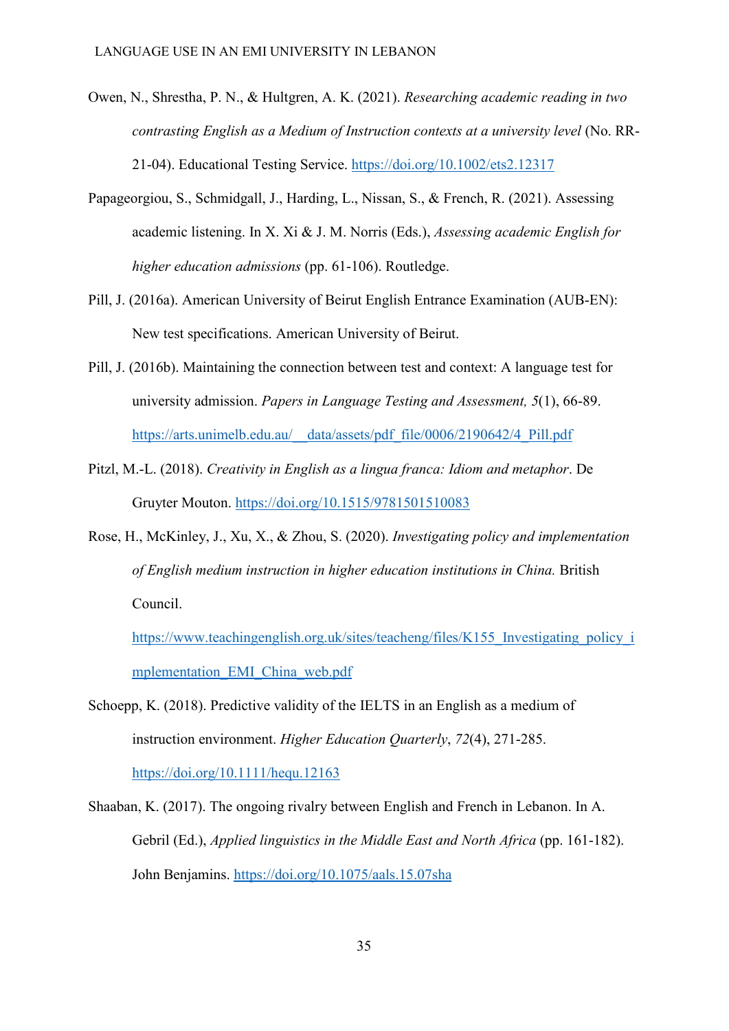Owen, N., Shrestha, P. N., & Hultgren, A. K. (2021). *Researching academic reading in two contrasting English as a Medium of Instruction contexts at a university level* (No. RR-21-04). Educational Testing Service. https://doi.org/10.1002/ets2.12317

Papageorgiou, S., Schmidgall, J., Harding, L., Nissan, S., & French, R. (2021). Assessing academic listening. In X. Xi & J. M. Norris (Eds.), *Assessing academic English for higher education admissions* (pp. 61-106). Routledge.

Pill, J. (2016a). American University of Beirut English Entrance Examination (AUB-EN): New test specifications. American University of Beirut.

Pill, J. (2016b). Maintaining the connection between test and context: A language test for university admission. *Papers in Language Testing and Assessment, 5*(1), 66-89. https://arts.unimelb.edu.au/__data/assets/pdf_file/0006/2190642/4_Pill.pdf

Pitzl, M.-L. (2018). *Creativity in English as a lingua franca: Idiom and metaphor*. De Gruyter Mouton. https://doi.org/10.1515/9781501510083

Rose, H., McKinley, J., Xu, X., & Zhou, S. (2020). *Investigating policy and implementation of English medium instruction in higher education institutions in China.* British Council. https://www.teachingenglish.org.uk/sites/teacheng/files/K155_Investigating_policy_implementation_EMI_China_web.pdf

Schoepp, K. (2018). Predictive validity of the IELTS in an English as a medium of instruction environment. *Higher Education Quarterly*, *72*(4), 271-285. https://doi.org/10.1111/hequ.12163

Shaaban, K. (2017). The ongoing rivalry between English and French in Lebanon. In A. Gebril (Ed.), *Applied linguistics in the Middle East and North Africa* (pp. 161-182). John Benjamins. https://doi.org/10.1075/aals.15.07sha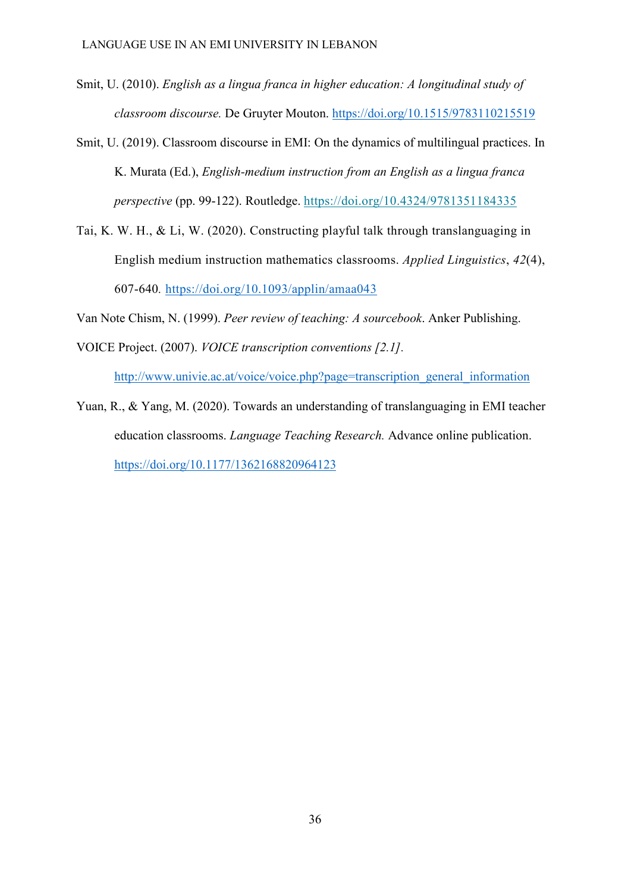Smit, U. (2010). *English as a lingua franca in higher education: A longitudinal study of classroom discourse.* De Gruyter Mouton. https://doi.org/10.1515/9783110215519

Smit, U. (2019). Classroom discourse in EMI: On the dynamics of multilingual practices. In K. Murata (Ed.), *English-medium instruction from an English as a lingua franca perspective* (pp. 99-122). Routledge. https://doi.org/10.4324/9781351184335

Tai, K. W. H., & Li, W. (2020). Constructing playful talk through translanguaging in English medium instruction mathematics classrooms. *Applied Linguistics*, *42*(4), 607-640. https://doi.org/10.1093/applin/amaa043

Van Note Chism, N. (1999). *Peer review of teaching: A sourcebook*. Anker Publishing.

VOICE Project. (2007). *VOICE transcription conventions [2.1].* http://www.univie.ac.at/voice/voice.php?page=transcription_general_information

Yuan, R., & Yang, M. (2020). Towards an understanding of translanguaging in EMI teacher education classrooms. *Language Teaching Research.* Advance online publication. https://doi.org/10.1177/1362168820964123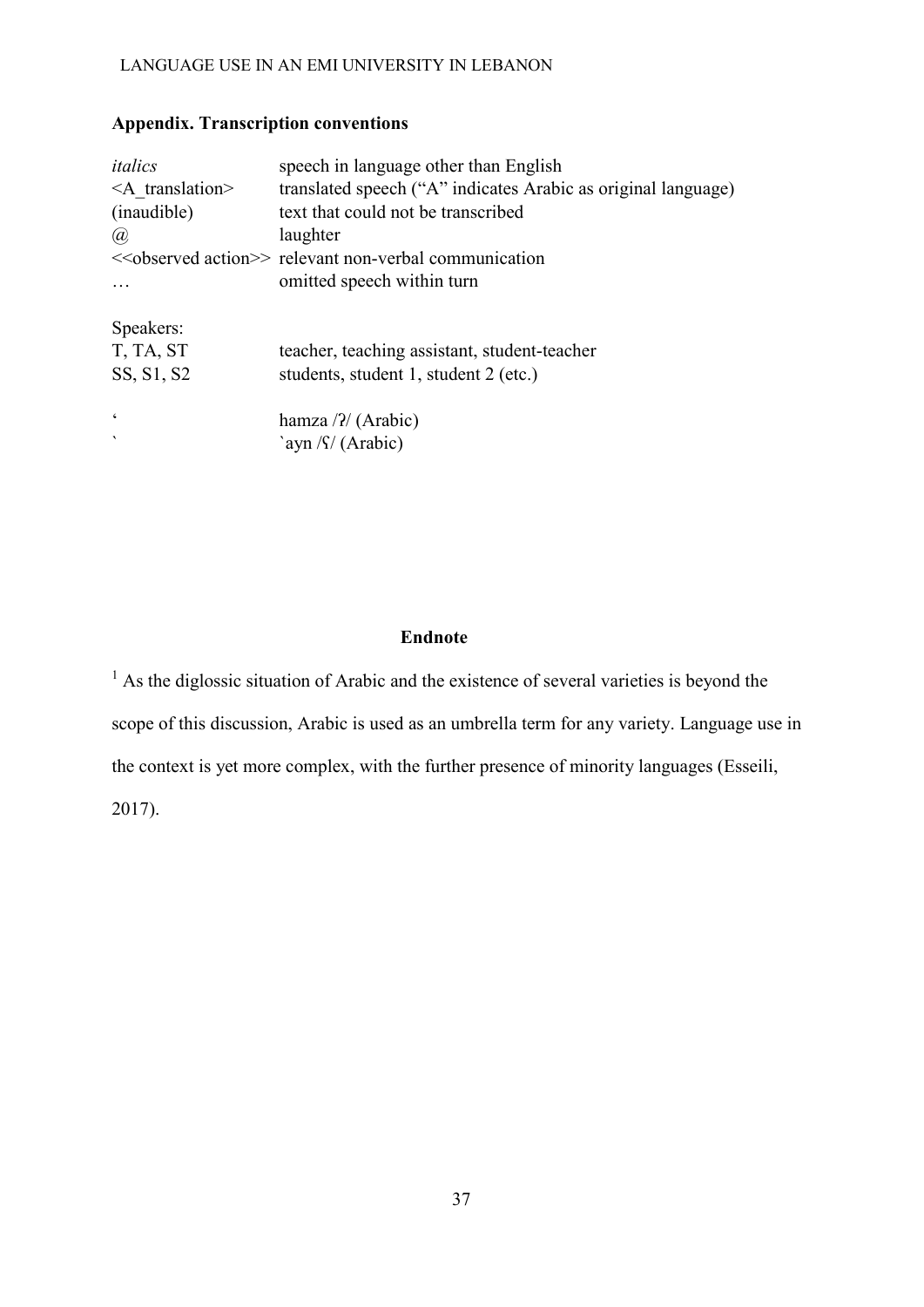## Appendix. Transcription conventions

| | |
|---|---|
| *italics* | speech in language other than English |
| <A_translation> | translated speech ("A" indicates Arabic as original language) |
| (inaudible) | text that could not be transcribed |
| @ | laughter |
| <<observed action>> | relevant non-verbal communication |
| … | omitted speech within turn |

Speakers:

| | |
|---|---|
| T, TA, ST | teacher, teaching assistant, student-teacher |
| SS, S1, S2 | students, student 1, student 2 (etc.) |

| | |
|---|---|
| ʻ | hamza /ʔ/ (Arabic) |
| ` | \`ayn /ʕ/ (Arabic) |

### Endnote

[1] As the diglossic situation of Arabic and the existence of several varieties is beyond the scope of this discussion, Arabic is used as an umbrella term for any variety. Language use in the context is yet more complex, with the further presence of minority languages (Esseili, 2017).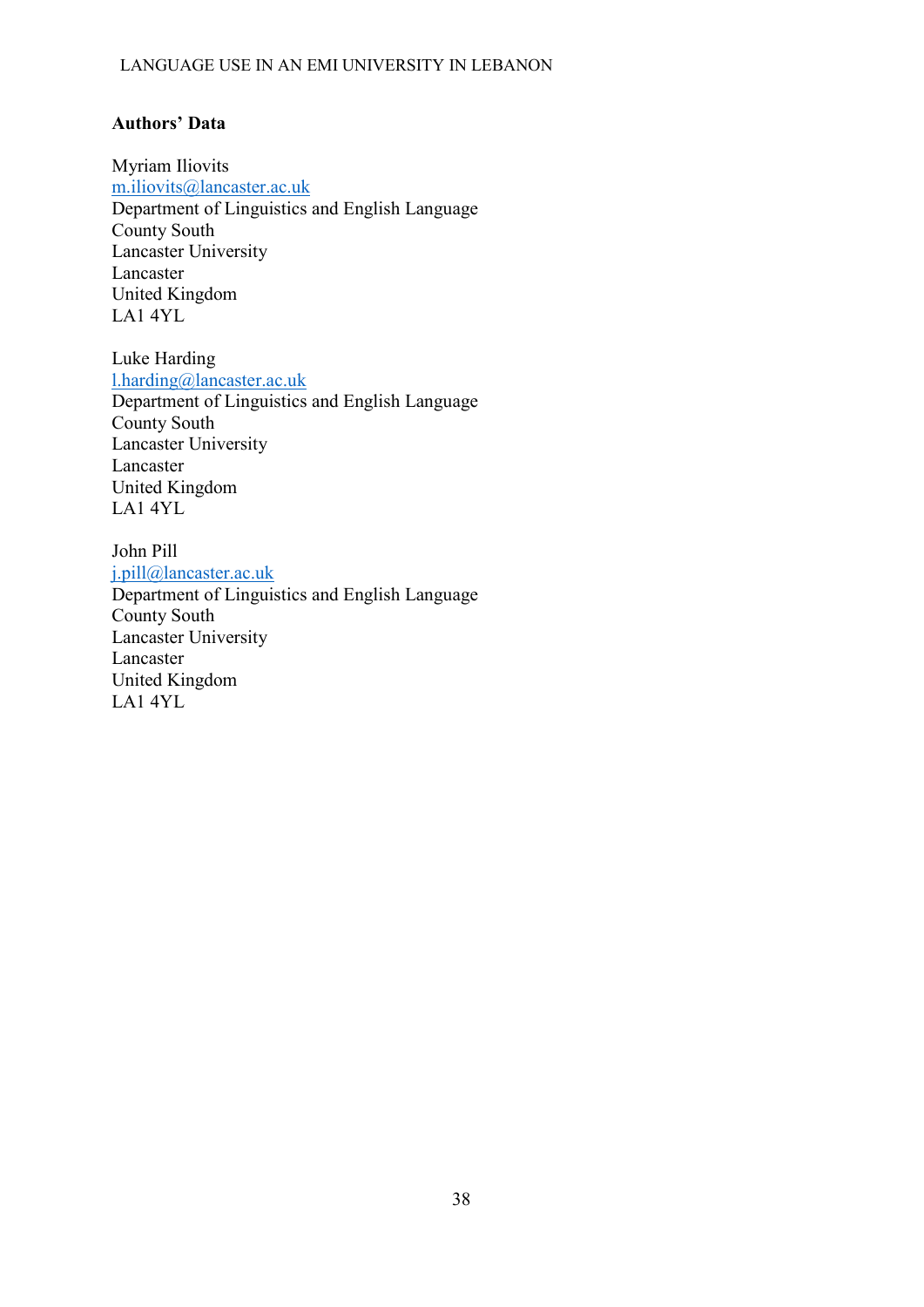**Authors' Data**

Myriam Iliovits
m.iliovits@lancaster.ac.uk
Department of Linguistics and English Language
County South
Lancaster University
Lancaster
United Kingdom
LA1 4YL

Luke Harding
l.harding@lancaster.ac.uk
Department of Linguistics and English Language
County South
Lancaster University
Lancaster
United Kingdom
LA1 4YL

John Pill
j.pill@lancaster.ac.uk
Department of Linguistics and English Language
County South
Lancaster University
Lancaster
United Kingdom
LA1 4YL